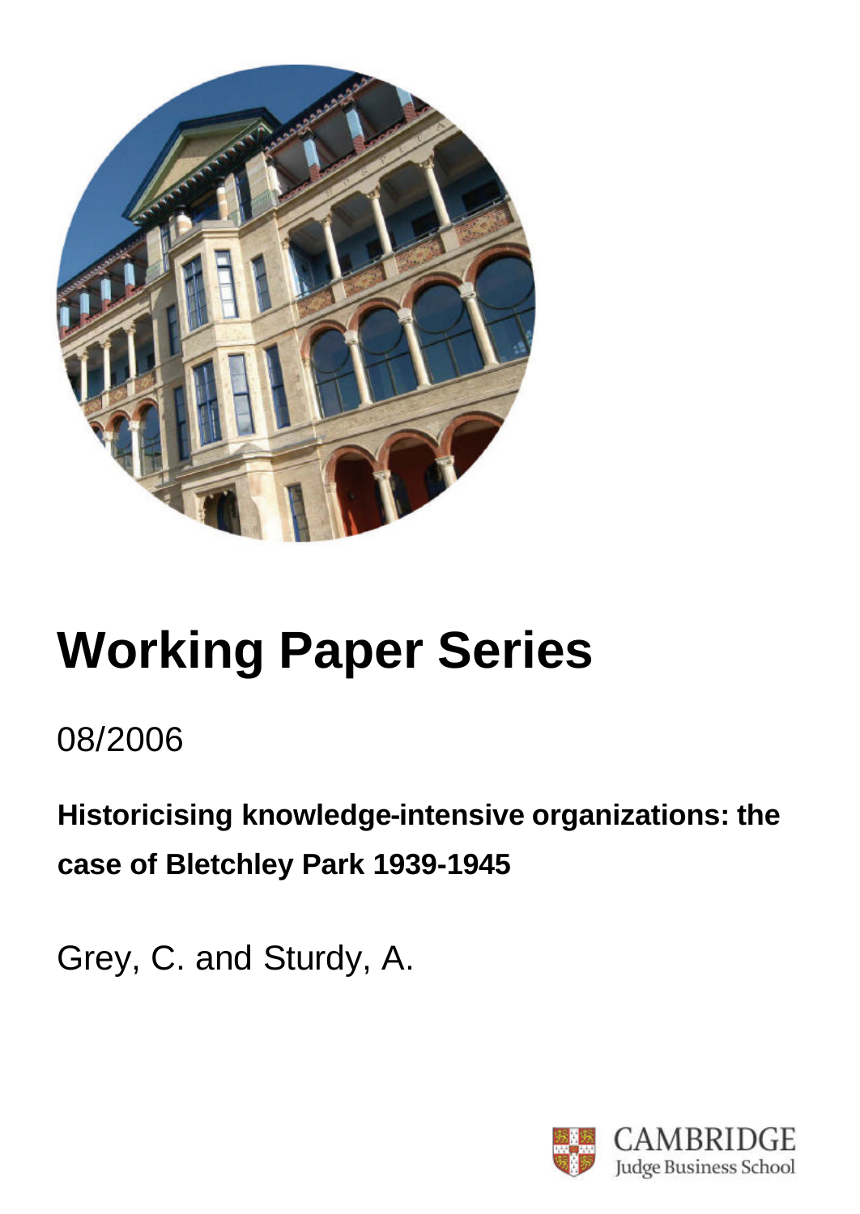# Working Paper Series

08/2006

**Historicising knowledge-intensive organizations: the case of Bletchley Park 1939-1945**

Grey, C. and Sturdy, A.

CAMBRIDGE
Judge Business School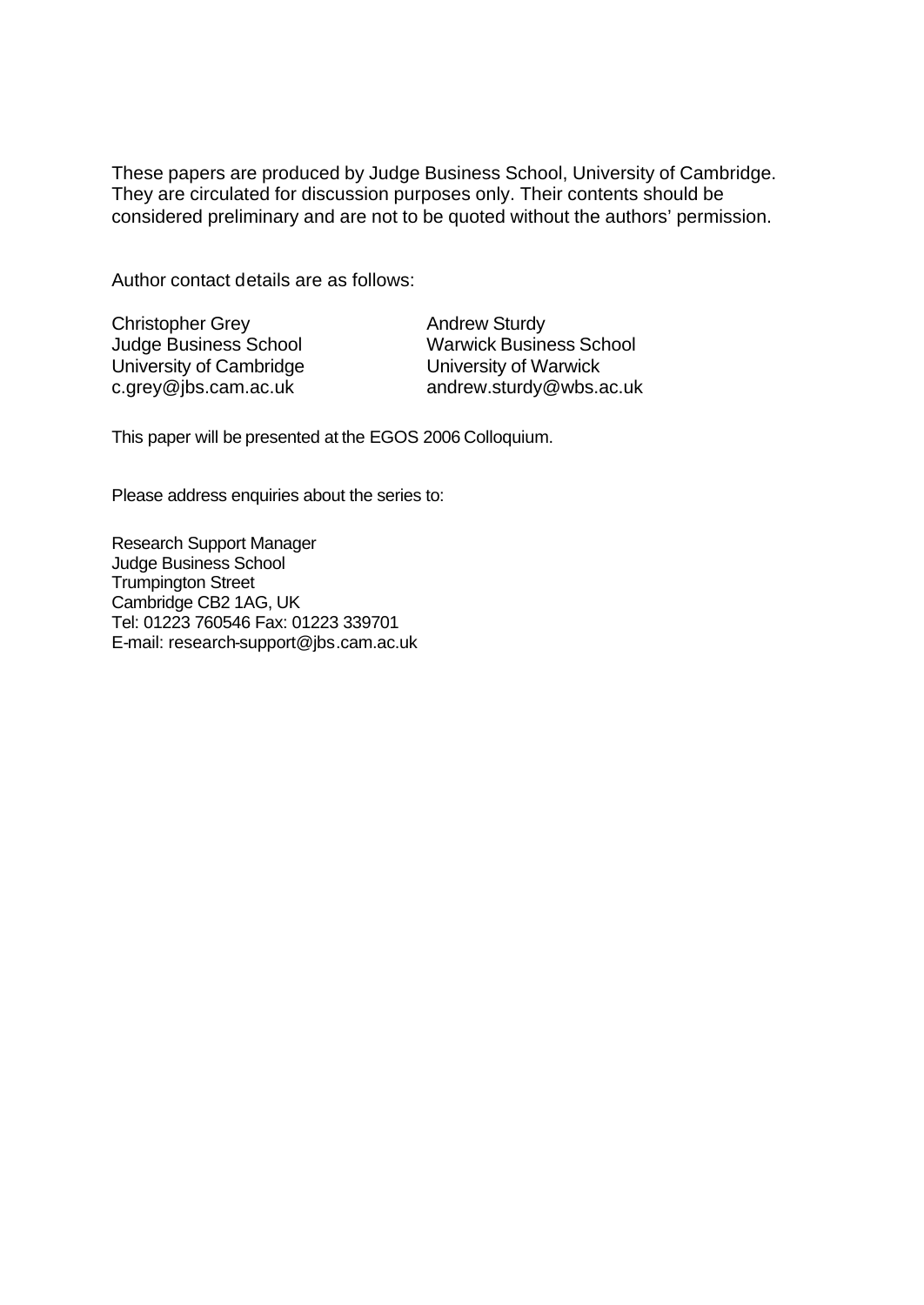These papers are produced by Judge Business School, University of Cambridge. They are circulated for discussion purposes only. Their contents should be considered preliminary and are not to be quoted without the authors' permission.

Author contact details are as follows:

Christopher Grey
Judge Business School
University of Cambridge
c.grey@jbs.cam.ac.uk

Andrew Sturdy
Warwick Business School
University of Warwick
andrew.sturdy@wbs.ac.uk

This paper will be presented at the EGOS 2006 Colloquium.

Please address enquiries about the series to:

Research Support Manager
Judge Business School
Trumpington Street
Cambridge CB2 1AG, UK
Tel: 01223 760546 Fax: 01223 339701
E-mail: research-support@jbs.cam.ac.uk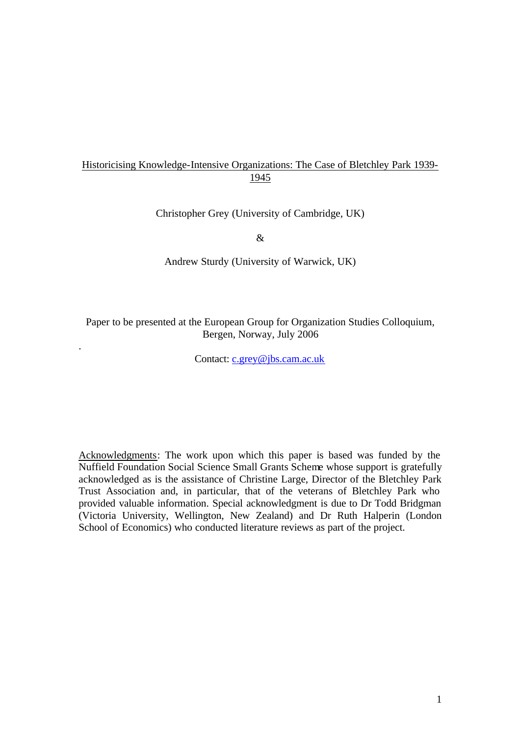# Historicising Knowledge-Intensive Organizations: The Case of Bletchley Park 1939-1945

Christopher Grey (University of Cambridge, UK)

&

Andrew Sturdy (University of Warwick, UK)

Paper to be presented at the European Group for Organization Studies Colloquium, Bergen, Norway, July 2006

.

Contact: c.grey@jbs.cam.ac.uk

Acknowledgments: The work upon which this paper is based was funded by the Nuffield Foundation Social Science Small Grants Scheme whose support is gratefully acknowledged as is the assistance of Christine Large, Director of the Bletchley Park Trust Association and, in particular, that of the veterans of Bletchley Park who provided valuable information. Special acknowledgment is due to Dr Todd Bridgman (Victoria University, Wellington, New Zealand) and Dr Ruth Halperin (London School of Economics) who conducted literature reviews as part of the project.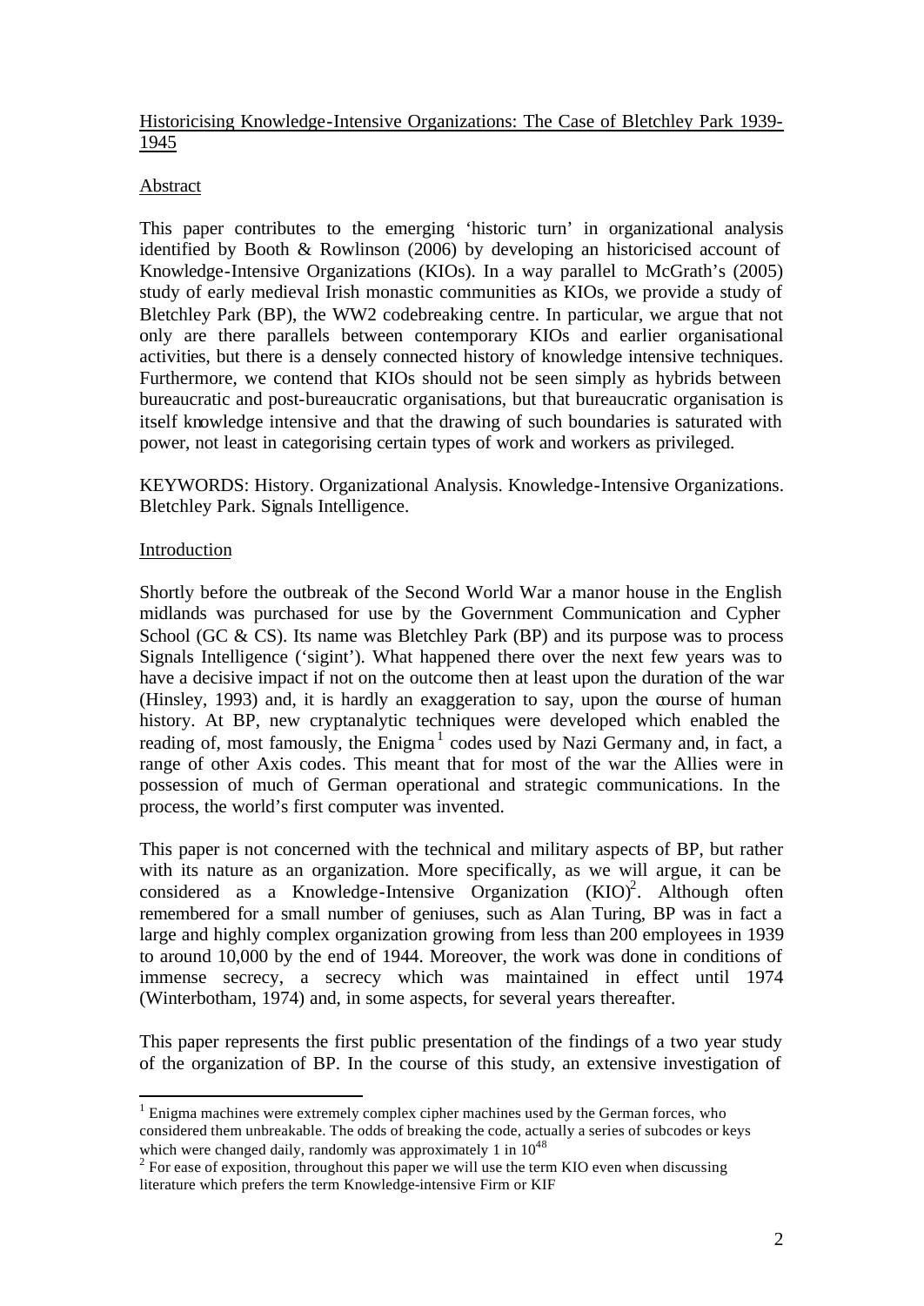Historicising Knowledge-Intensive Organizations: The Case of Bletchley Park 1939-1945

## Abstract

This paper contributes to the emerging 'historic turn' in organizational analysis identified by Booth & Rowlinson (2006) by developing an historicised account of Knowledge-Intensive Organizations (KIOs). In a way parallel to McGrath's (2005) study of early medieval Irish monastic communities as KIOs, we provide a study of Bletchley Park (BP), the WW2 codebreaking centre. In particular, we argue that not only are there parallels between contemporary KIOs and earlier organisational activities, but there is a densely connected history of knowledge intensive techniques. Furthermore, we contend that KIOs should not be seen simply as hybrids between bureaucratic and post-bureaucratic organisations, but that bureaucratic organisation is itself knowledge intensive and that the drawing of such boundaries is saturated with power, not least in categorising certain types of work and workers as privileged.

KEYWORDS: History. Organizational Analysis. Knowledge-Intensive Organizations. Bletchley Park. Signals Intelligence.

## Introduction

Shortly before the outbreak of the Second World War a manor house in the English midlands was purchased for use by the Government Communication and Cypher School (GC & CS). Its name was Bletchley Park (BP) and its purpose was to process Signals Intelligence ('sigint'). What happened there over the next few years was to have a decisive impact if not on the outcome then at least upon the duration of the war (Hinsley, 1993) and, it is hardly an exaggeration to say, upon the course of human history. At BP, new cryptanalytic techniques were developed which enabled the reading of, most famously, the Enigma[1] codes used by Nazi Germany and, in fact, a range of other Axis codes. This meant that for most of the war the Allies were in possession of much of German operational and strategic communications. In the process, the world's first computer was invented.

This paper is not concerned with the technical and military aspects of BP, but rather with its nature as an organization. More specifically, as we will argue, it can be considered as a Knowledge-Intensive Organization (KIO)[2]. Although often remembered for a small number of geniuses, such as Alan Turing, BP was in fact a large and highly complex organization growing from less than 200 employees in 1939 to around 10,000 by the end of 1944. Moreover, the work was done in conditions of immense secrecy, a secrecy which was maintained in effect until 1974 (Winterbotham, 1974) and, in some aspects, for several years thereafter.

This paper represents the first public presentation of the findings of a two year study of the organization of BP. In the course of this study, an extensive investigation of

[1] Enigma machines were extremely complex cipher machines used by the German forces, who considered them unbreakable. The odds of breaking the code, actually a series of subcodes or keys which were changed daily, randomly was approximately 1 in $10^{48}$

[2] For ease of exposition, throughout this paper we will use the term KIO even when discussing literature which prefers the term Knowledge-intensive Firm or KIF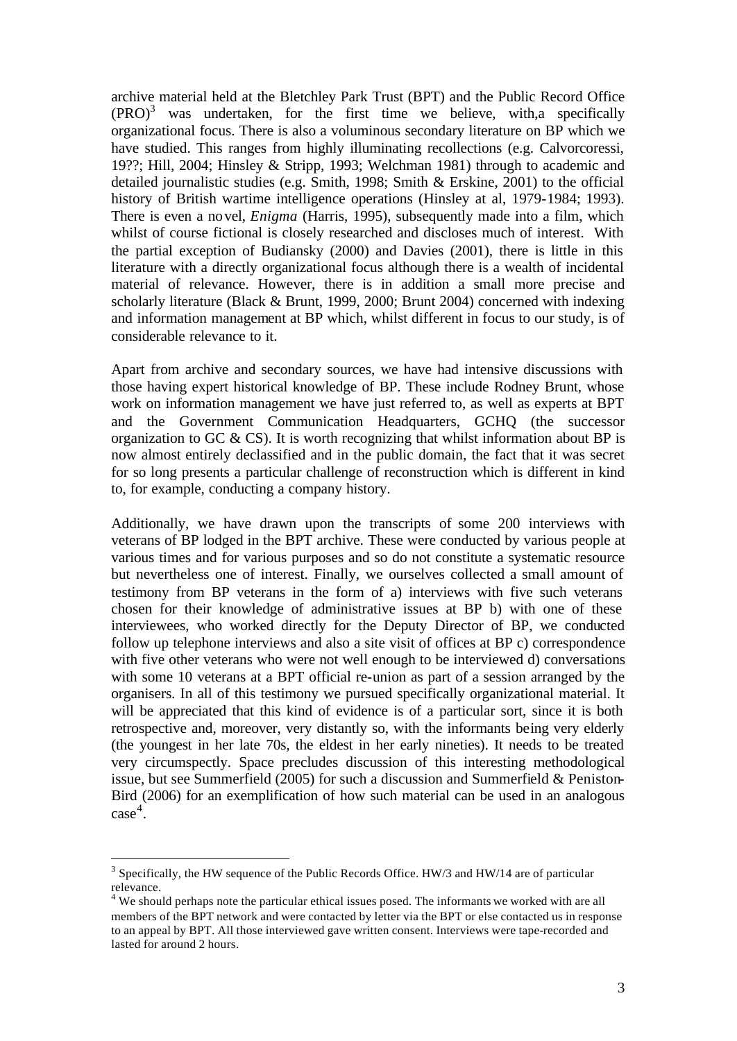archive material held at the Bletchley Park Trust (BPT) and the Public Record Office (PRO)[3] was undertaken, for the first time we believe, with,a specifically organizational focus. There is also a voluminous secondary literature on BP which we have studied. This ranges from highly illuminating recollections (e.g. Calvorcoressi, 19??; Hill, 2004; Hinsley & Stripp, 1993; Welchman 1981) through to academic and detailed journalistic studies (e.g. Smith, 1998; Smith & Erskine, 2001) to the official history of British wartime intelligence operations (Hinsley at al, 1979-1984; 1993). There is even a novel, *Enigma* (Harris, 1995), subsequently made into a film, which whilst of course fictional is closely researched and discloses much of interest. With the partial exception of Budiansky (2000) and Davies (2001), there is little in this literature with a directly organizational focus although there is a wealth of incidental material of relevance. However, there is in addition a small more precise and scholarly literature (Black & Brunt, 1999, 2000; Brunt 2004) concerned with indexing and information management at BP which, whilst different in focus to our study, is of considerable relevance to it.

Apart from archive and secondary sources, we have had intensive discussions with those having expert historical knowledge of BP. These include Rodney Brunt, whose work on information management we have just referred to, as well as experts at BPT and the Government Communication Headquarters, GCHQ (the successor organization to GC & CS). It is worth recognizing that whilst information about BP is now almost entirely declassified and in the public domain, the fact that it was secret for so long presents a particular challenge of reconstruction which is different in kind to, for example, conducting a company history.

Additionally, we have drawn upon the transcripts of some 200 interviews with veterans of BP lodged in the BPT archive. These were conducted by various people at various times and for various purposes and so do not constitute a systematic resource but nevertheless one of interest. Finally, we ourselves collected a small amount of testimony from BP veterans in the form of a) interviews with five such veterans chosen for their knowledge of administrative issues at BP b) with one of these interviewees, who worked directly for the Deputy Director of BP, we conducted follow up telephone interviews and also a site visit of offices at BP c) correspondence with five other veterans who were not well enough to be interviewed d) conversations with some 10 veterans at a BPT official re-union as part of a session arranged by the organisers. In all of this testimony we pursued specifically organizational material. It will be appreciated that this kind of evidence is of a particular sort, since it is both retrospective and, moreover, very distantly so, with the informants being very elderly (the youngest in her late 70s, the eldest in her early nineties). It needs to be treated very circumspectly. Space precludes discussion of this interesting methodological issue, but see Summerfield (2005) for such a discussion and Summerfield & Peniston-Bird (2006) for an exemplification of how such material can be used in an analogous case[4].

---

[3] Specifically, the HW sequence of the Public Records Office. HW/3 and HW/14 are of particular relevance.

[4] We should perhaps note the particular ethical issues posed. The informants we worked with are all members of the BPT network and were contacted by letter via the BPT or else contacted us in response to an appeal by BPT. All those interviewed gave written consent. Interviews were tape-recorded and lasted for around 2 hours.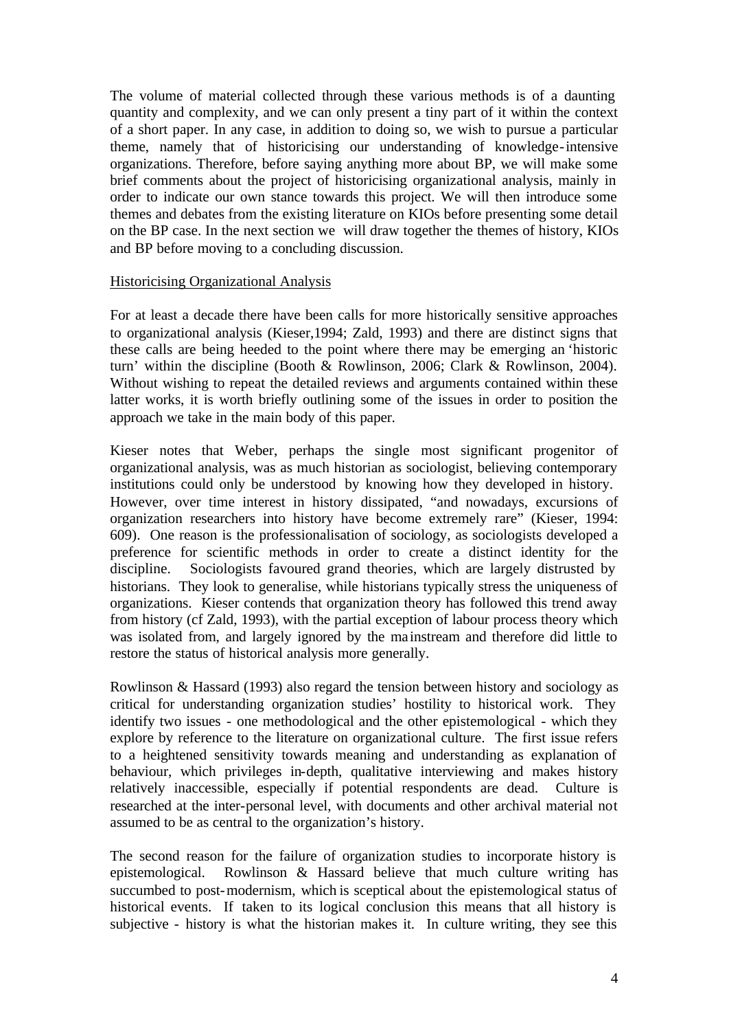The volume of material collected through these various methods is of a daunting quantity and complexity, and we can only present a tiny part of it within the context of a short paper. In any case, in addition to doing so, we wish to pursue a particular theme, namely that of historicising our understanding of knowledge-intensive organizations. Therefore, before saying anything more about BP, we will make some brief comments about the project of historicising organizational analysis, mainly in order to indicate our own stance towards this project. We will then introduce some themes and debates from the existing literature on KIOs before presenting some detail on the BP case. In the next section we will draw together the themes of history, KIOs and BP before moving to a concluding discussion.

## Historicising Organizational Analysis

For at least a decade there have been calls for more historically sensitive approaches to organizational analysis (Kieser,1994; Zald, 1993) and there are distinct signs that these calls are being heeded to the point where there may be emerging an 'historic turn' within the discipline (Booth & Rowlinson, 2006; Clark & Rowlinson, 2004). Without wishing to repeat the detailed reviews and arguments contained within these latter works, it is worth briefly outlining some of the issues in order to position the approach we take in the main body of this paper.

Kieser notes that Weber, perhaps the single most significant progenitor of organizational analysis, was as much historian as sociologist, believing contemporary institutions could only be understood by knowing how they developed in history. However, over time interest in history dissipated, "and nowadays, excursions of organization researchers into history have become extremely rare" (Kieser, 1994: 609). One reason is the professionalisation of sociology, as sociologists developed a preference for scientific methods in order to create a distinct identity for the discipline. Sociologists favoured grand theories, which are largely distrusted by historians. They look to generalise, while historians typically stress the uniqueness of organizations. Kieser contends that organization theory has followed this trend away from history (cf Zald, 1993), with the partial exception of labour process theory which was isolated from, and largely ignored by the mainstream and therefore did little to restore the status of historical analysis more generally.

Rowlinson & Hassard (1993) also regard the tension between history and sociology as critical for understanding organization studies' hostility to historical work. They identify two issues - one methodological and the other epistemological - which they explore by reference to the literature on organizational culture. The first issue refers to a heightened sensitivity towards meaning and understanding as explanation of behaviour, which privileges in-depth, qualitative interviewing and makes history relatively inaccessible, especially if potential respondents are dead. Culture is researched at the inter-personal level, with documents and other archival material not assumed to be as central to the organization's history.

The second reason for the failure of organization studies to incorporate history is epistemological. Rowlinson & Hassard believe that much culture writing has succumbed to post-modernism, which is sceptical about the epistemological status of historical events. If taken to its logical conclusion this means that all history is subjective - history is what the historian makes it. In culture writing, they see this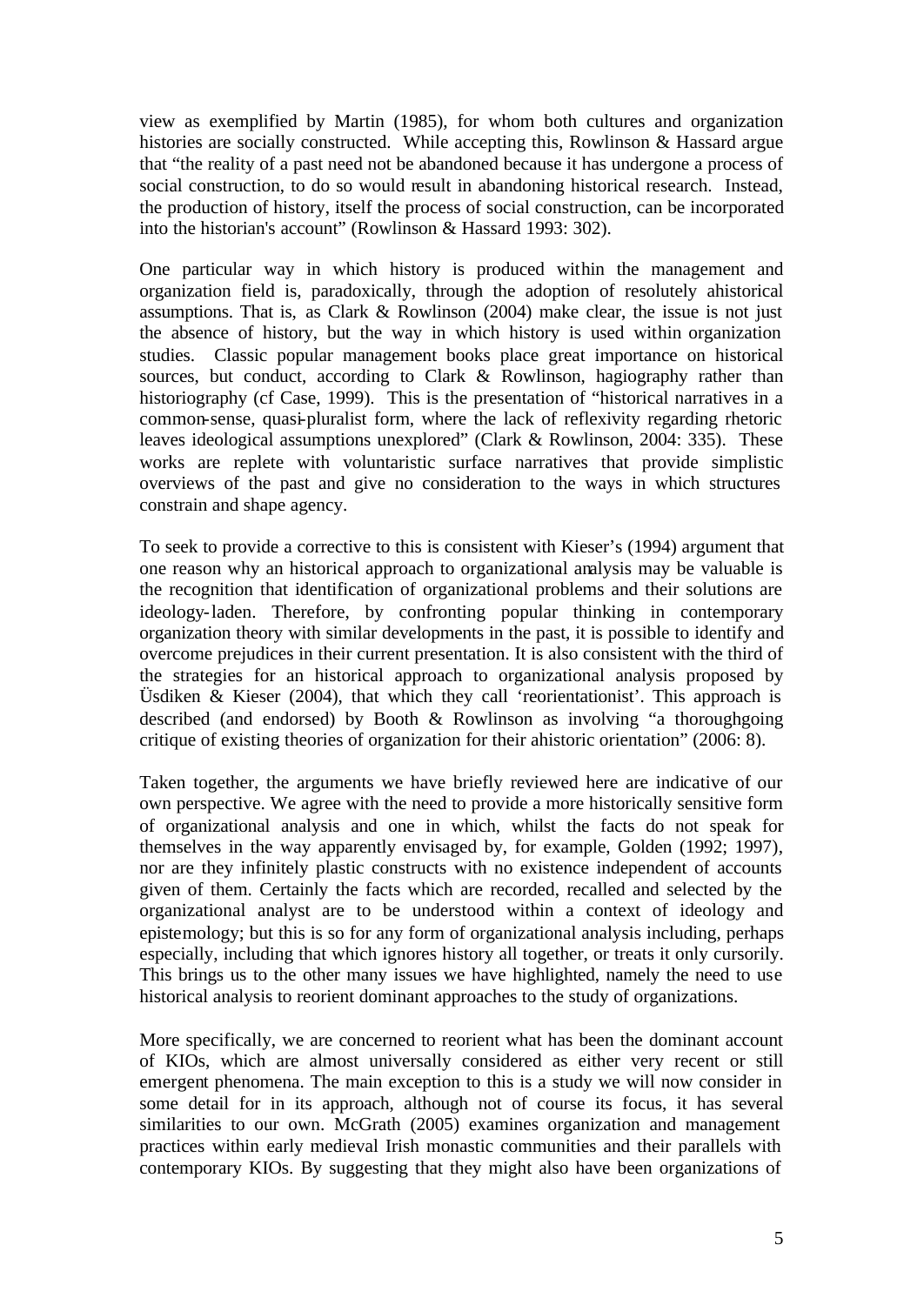view as exemplified by Martin (1985), for whom both cultures and organization histories are socially constructed. While accepting this, Rowlinson & Hassard argue that "the reality of a past need not be abandoned because it has undergone a process of social construction, to do so would result in abandoning historical research. Instead, the production of history, itself the process of social construction, can be incorporated into the historian's account" (Rowlinson & Hassard 1993: 302).

One particular way in which history is produced within the management and organization field is, paradoxically, through the adoption of resolutely ahistorical assumptions. That is, as Clark & Rowlinson (2004) make clear, the issue is not just the absence of history, but the way in which history is used within organization studies. Classic popular management books place great importance on historical sources, but conduct, according to Clark & Rowlinson, hagiography rather than historiography (cf Case, 1999). This is the presentation of "historical narratives in a common-sense, quasi-pluralist form, where the lack of reflexivity regarding rhetoric leaves ideological assumptions unexplored" (Clark & Rowlinson, 2004: 335). These works are replete with voluntaristic surface narratives that provide simplistic overviews of the past and give no consideration to the ways in which structures constrain and shape agency.

To seek to provide a corrective to this is consistent with Kieser's (1994) argument that one reason why an historical approach to organizational analysis may be valuable is the recognition that identification of organizational problems and their solutions are ideology-laden. Therefore, by confronting popular thinking in contemporary organization theory with similar developments in the past, it is possible to identify and overcome prejudices in their current presentation. It is also consistent with the third of the strategies for an historical approach to organizational analysis proposed by Üsdiken & Kieser (2004), that which they call 'reorientationist'. This approach is described (and endorsed) by Booth & Rowlinson as involving "a thoroughgoing critique of existing theories of organization for their ahistoric orientation" (2006: 8).

Taken together, the arguments we have briefly reviewed here are indicative of our own perspective. We agree with the need to provide a more historically sensitive form of organizational analysis and one in which, whilst the facts do not speak for themselves in the way apparently envisaged by, for example, Golden (1992; 1997), nor are they infinitely plastic constructs with no existence independent of accounts given of them. Certainly the facts which are recorded, recalled and selected by the organizational analyst are to be understood within a context of ideology and epistemology; but this is so for any form of organizational analysis including, perhaps especially, including that which ignores history all together, or treats it only cursorily. This brings us to the other many issues we have highlighted, namely the need to use historical analysis to reorient dominant approaches to the study of organizations.

More specifically, we are concerned to reorient what has been the dominant account of KIOs, which are almost universally considered as either very recent or still emergent phenomena. The main exception to this is a study we will now consider in some detail for in its approach, although not of course its focus, it has several similarities to our own. McGrath (2005) examines organization and management practices within early medieval Irish monastic communities and their parallels with contemporary KIOs. By suggesting that they might also have been organizations of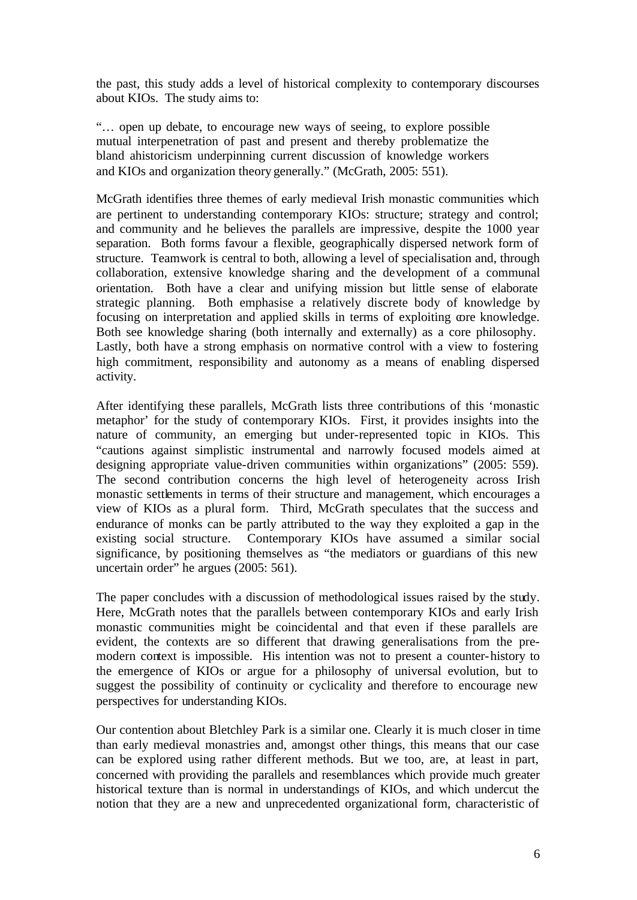the past, this study adds a level of historical complexity to contemporary discourses about KIOs. The study aims to:

> "… open up debate, to encourage new ways of seeing, to explore possible mutual interpenetration of past and present and thereby problematize the bland ahistoricism underpinning current discussion of knowledge workers and KIOs and organization theory generally." (McGrath, 2005: 551).

McGrath identifies three themes of early medieval Irish monastic communities which are pertinent to understanding contemporary KIOs: structure; strategy and control; and community and he believes the parallels are impressive, despite the 1000 year separation. Both forms favour a flexible, geographically dispersed network form of structure. Teamwork is central to both, allowing a level of specialisation and, through collaboration, extensive knowledge sharing and the development of a communal orientation. Both have a clear and unifying mission but little sense of elaborate strategic planning. Both emphasise a relatively discrete body of knowledge by focusing on interpretation and applied skills in terms of exploiting core knowledge. Both see knowledge sharing (both internally and externally) as a core philosophy. Lastly, both have a strong emphasis on normative control with a view to fostering high commitment, responsibility and autonomy as a means of enabling dispersed activity.

After identifying these parallels, McGrath lists three contributions of this 'monastic metaphor' for the study of contemporary KIOs. First, it provides insights into the nature of community, an emerging but under-represented topic in KIOs. This "cautions against simplistic instrumental and narrowly focused models aimed at designing appropriate value-driven communities within organizations" (2005: 559). The second contribution concerns the high level of heterogeneity across Irish monastic settlements in terms of their structure and management, which encourages a view of KIOs as a plural form. Third, McGrath speculates that the success and endurance of monks can be partly attributed to the way they exploited a gap in the existing social structure. Contemporary KIOs have assumed a similar social significance, by positioning themselves as "the mediators or guardians of this new uncertain order" he argues (2005: 561).

The paper concludes with a discussion of methodological issues raised by the study. Here, McGrath notes that the parallels between contemporary KIOs and early Irish monastic communities might be coincidental and that even if these parallels are evident, the contexts are so different that drawing generalisations from the pre-modern context is impossible. His intention was not to present a counter-history to the emergence of KIOs or argue for a philosophy of universal evolution, but to suggest the possibility of continuity or cyclicality and therefore to encourage new perspectives for understanding KIOs.

Our contention about Bletchley Park is a similar one. Clearly it is much closer in time than early medieval monastries and, amongst other things, this means that our case can be explored using rather different methods. But we too, are, at least in part, concerned with providing the parallels and resemblances which provide much greater historical texture than is normal in understandings of KIOs, and which undercut the notion that they are a new and unprecedented organizational form, characteristic of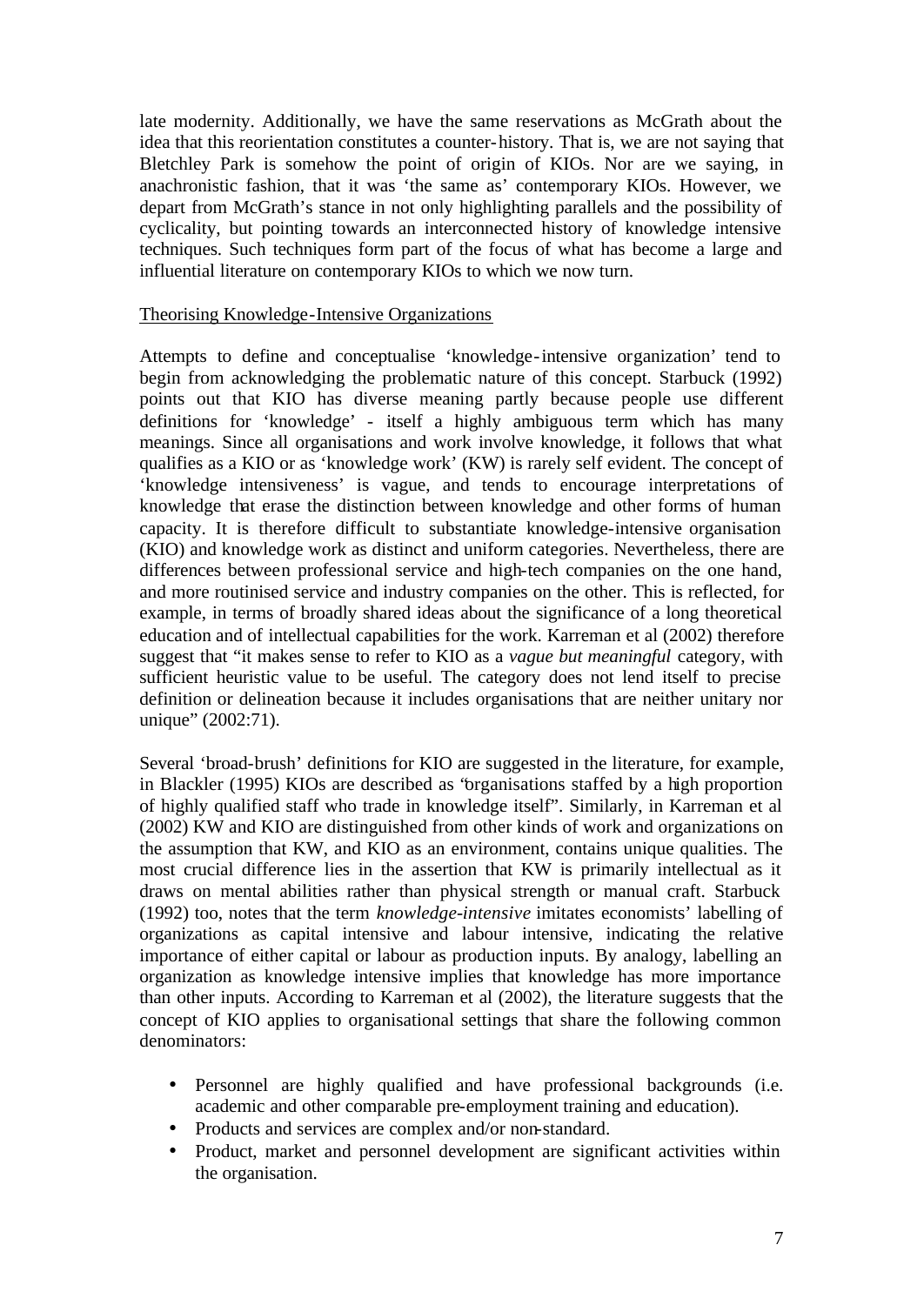late modernity. Additionally, we have the same reservations as McGrath about the idea that this reorientation constitutes a counter-history. That is, we are not saying that Bletchley Park is somehow the point of origin of KIOs. Nor are we saying, in anachronistic fashion, that it was 'the same as' contemporary KIOs. However, we depart from McGrath's stance in not only highlighting parallels and the possibility of cyclicality, but pointing towards an interconnected history of knowledge intensive techniques. Such techniques form part of the focus of what has become a large and influential literature on contemporary KIOs to which we now turn.

## Theorising Knowledge-Intensive Organizations

Attempts to define and conceptualise 'knowledge-intensive organization' tend to begin from acknowledging the problematic nature of this concept. Starbuck (1992) points out that KIO has diverse meaning partly because people use different definitions for 'knowledge' - itself a highly ambiguous term which has many meanings. Since all organisations and work involve knowledge, it follows that what qualifies as a KIO or as 'knowledge work' (KW) is rarely self evident. The concept of 'knowledge intensiveness' is vague, and tends to encourage interpretations of knowledge that erase the distinction between knowledge and other forms of human capacity. It is therefore difficult to substantiate knowledge-intensive organisation (KIO) and knowledge work as distinct and uniform categories. Nevertheless, there are differences between professional service and high-tech companies on the one hand, and more routinised service and industry companies on the other. This is reflected, for example, in terms of broadly shared ideas about the significance of a long theoretical education and of intellectual capabilities for the work. Karreman et al (2002) therefore suggest that "it makes sense to refer to KIO as a *vague but meaningful* category, with sufficient heuristic value to be useful. The category does not lend itself to precise definition or delineation because it includes organisations that are neither unitary nor unique" (2002:71).

Several 'broad-brush' definitions for KIO are suggested in the literature, for example, in Blackler (1995) KIOs are described as "organisations staffed by a high proportion of highly qualified staff who trade in knowledge itself". Similarly, in Karreman et al (2002) KW and KIO are distinguished from other kinds of work and organizations on the assumption that KW, and KIO as an environment, contains unique qualities. The most crucial difference lies in the assertion that KW is primarily intellectual as it draws on mental abilities rather than physical strength or manual craft. Starbuck (1992) too, notes that the term *knowledge-intensive* imitates economists' labelling of organizations as capital intensive and labour intensive, indicating the relative importance of either capital or labour as production inputs. By analogy, labelling an organization as knowledge intensive implies that knowledge has more importance than other inputs. According to Karreman et al (2002), the literature suggests that the concept of KIO applies to organisational settings that share the following common denominators:

- Personnel are highly qualified and have professional backgrounds (i.e. academic and other comparable pre-employment training and education).
- Products and services are complex and/or non-standard.
- Product, market and personnel development are significant activities within the organisation.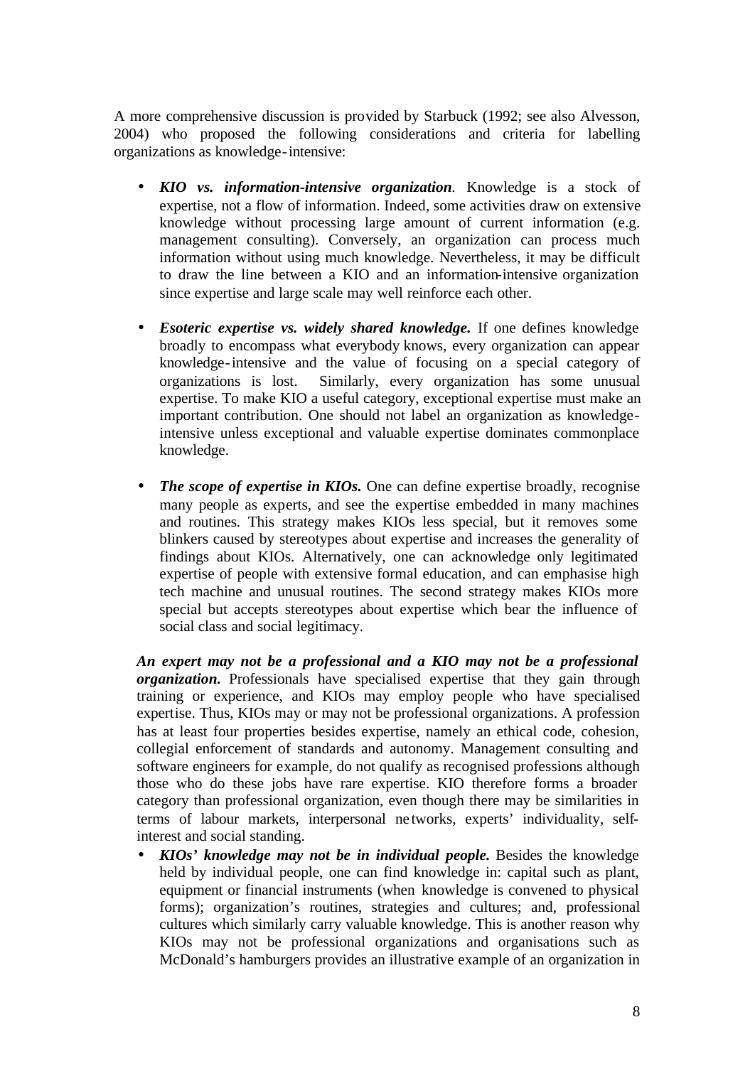A more comprehensive discussion is provided by Starbuck (1992; see also Alvesson, 2004) who proposed the following considerations and criteria for labelling organizations as knowledge-intensive:

- ***KIO vs. information-intensive organization***. Knowledge is a stock of expertise, not a flow of information. Indeed, some activities draw on extensive knowledge without processing large amount of current information (e.g. management consulting). Conversely, an organization can process much information without using much knowledge. Nevertheless, it may be difficult to draw the line between a KIO and an information-intensive organization since expertise and large scale may well reinforce each other.

- ***Esoteric expertise vs. widely shared knowledge.*** If one defines knowledge broadly to encompass what everybody knows, every organization can appear knowledge-intensive and the value of focusing on a special category of organizations is lost. Similarly, every organization has some unusual expertise. To make KIO a useful category, exceptional expertise must make an important contribution. One should not label an organization as knowledge-intensive unless exceptional and valuable expertise dominates commonplace knowledge.

- ***The scope of expertise in KIOs.*** One can define expertise broadly, recognise many people as experts, and see the expertise embedded in many machines and routines. This strategy makes KIOs less special, but it removes some blinkers caused by stereotypes about expertise and increases the generality of findings about KIOs. Alternatively, one can acknowledge only legitimated expertise of people with extensive formal education, and can emphasise high tech machine and unusual routines. The second strategy makes KIOs more special but accepts stereotypes about expertise which bear the influence of social class and social legitimacy.

***An expert may not be a professional and a KIO may not be a professional organization.*** Professionals have specialised expertise that they gain through training or experience, and KIOs may employ people who have specialised expertise. Thus, KIOs may or may not be professional organizations. A profession has at least four properties besides expertise, namely an ethical code, cohesion, collegial enforcement of standards and autonomy. Management consulting and software engineers for example, do not qualify as recognised professions although those who do these jobs have rare expertise. KIO therefore forms a broader category than professional organization, even though there may be similarities in terms of labour markets, interpersonal networks, experts' individuality, self-interest and social standing.

- ***KIOs' knowledge may not be in individual people.*** Besides the knowledge held by individual people, one can find knowledge in: capital such as plant, equipment or financial instruments (when knowledge is convened to physical forms); organization's routines, strategies and cultures; and, professional cultures which similarly carry valuable knowledge. This is another reason why KIOs may not be professional organizations and organisations such as McDonald's hamburgers provides an illustrative example of an organization in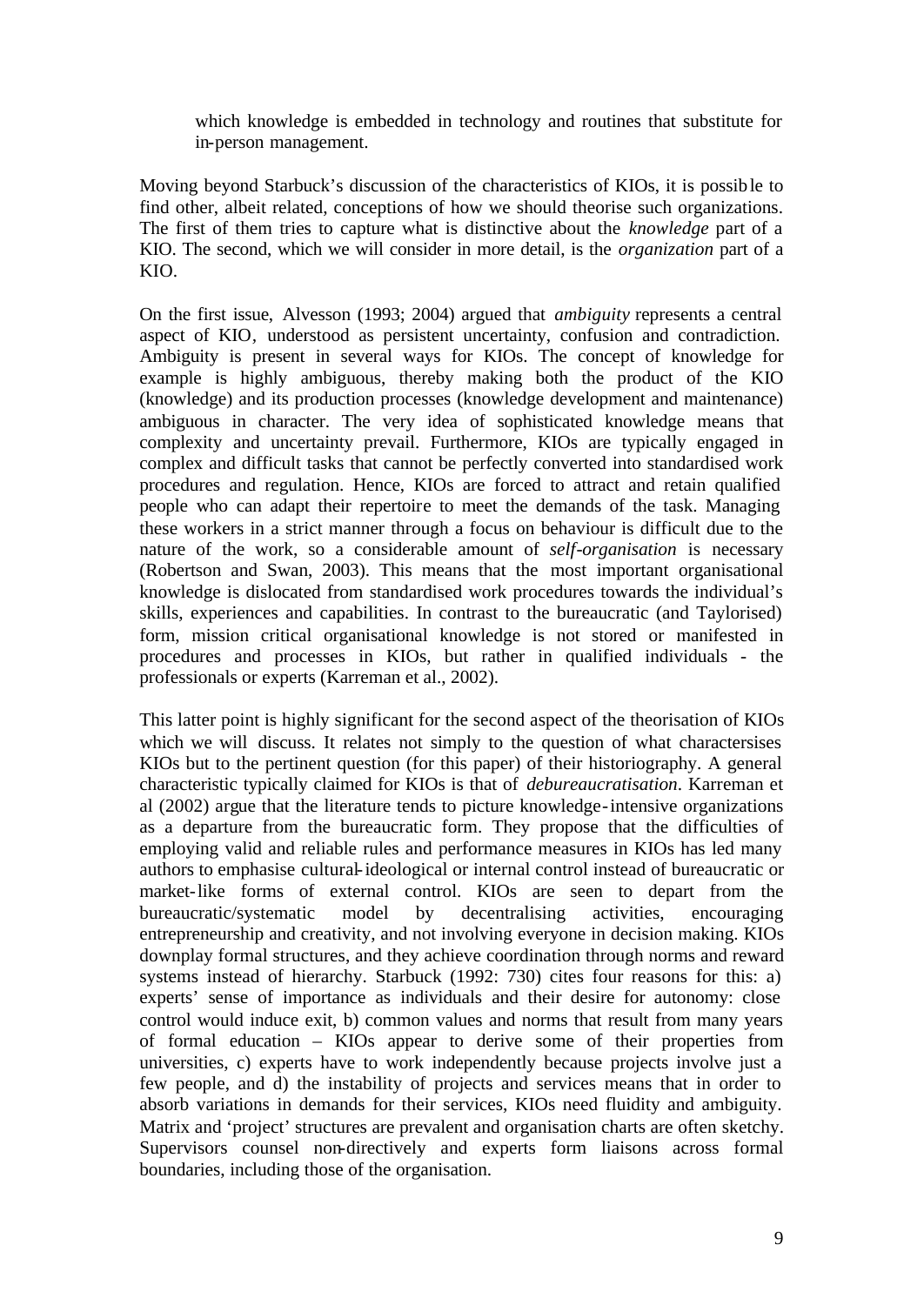which knowledge is embedded in technology and routines that substitute for in-person management.

Moving beyond Starbuck's discussion of the characteristics of KIOs, it is possible to find other, albeit related, conceptions of how we should theorise such organizations. The first of them tries to capture what is distinctive about the *knowledge* part of a KIO. The second, which we will consider in more detail, is the *organization* part of a KIO.

On the first issue, Alvesson (1993; 2004) argued that *ambiguity* represents a central aspect of KIO, understood as persistent uncertainty, confusion and contradiction. Ambiguity is present in several ways for KIOs. The concept of knowledge for example is highly ambiguous, thereby making both the product of the KIO (knowledge) and its production processes (knowledge development and maintenance) ambiguous in character. The very idea of sophisticated knowledge means that complexity and uncertainty prevail. Furthermore, KIOs are typically engaged in complex and difficult tasks that cannot be perfectly converted into standardised work procedures and regulation. Hence, KIOs are forced to attract and retain qualified people who can adapt their repertoire to meet the demands of the task. Managing these workers in a strict manner through a focus on behaviour is difficult due to the nature of the work, so a considerable amount of *self-organisation* is necessary (Robertson and Swan, 2003). This means that the most important organisational knowledge is dislocated from standardised work procedures towards the individual's skills, experiences and capabilities. In contrast to the bureaucratic (and Taylorised) form, mission critical organisational knowledge is not stored or manifested in procedures and processes in KIOs, but rather in qualified individuals - the professionals or experts (Karreman et al., 2002).

This latter point is highly significant for the second aspect of the theorisation of KIOs which we will discuss. It relates not simply to the question of what charactersises KIOs but to the pertinent question (for this paper) of their historiography. A general characteristic typically claimed for KIOs is that of *debureaucratisation*. Karreman et al (2002) argue that the literature tends to picture knowledge-intensive organizations as a departure from the bureaucratic form. They propose that the difficulties of employing valid and reliable rules and performance measures in KIOs has led many authors to emphasise cultural-ideological or internal control instead of bureaucratic or market-like forms of external control. KIOs are seen to depart from the bureaucratic/systematic model by decentralising activities, encouraging entrepreneurship and creativity, and not involving everyone in decision making. KIOs downplay formal structures, and they achieve coordination through norms and reward systems instead of hierarchy. Starbuck (1992: 730) cites four reasons for this: a) experts' sense of importance as individuals and their desire for autonomy: close control would induce exit, b) common values and norms that result from many years of formal education – KIOs appear to derive some of their properties from universities, c) experts have to work independently because projects involve just a few people, and d) the instability of projects and services means that in order to absorb variations in demands for their services, KIOs need fluidity and ambiguity. Matrix and 'project' structures are prevalent and organisation charts are often sketchy. Supervisors counsel non-directively and experts form liaisons across formal boundaries, including those of the organisation.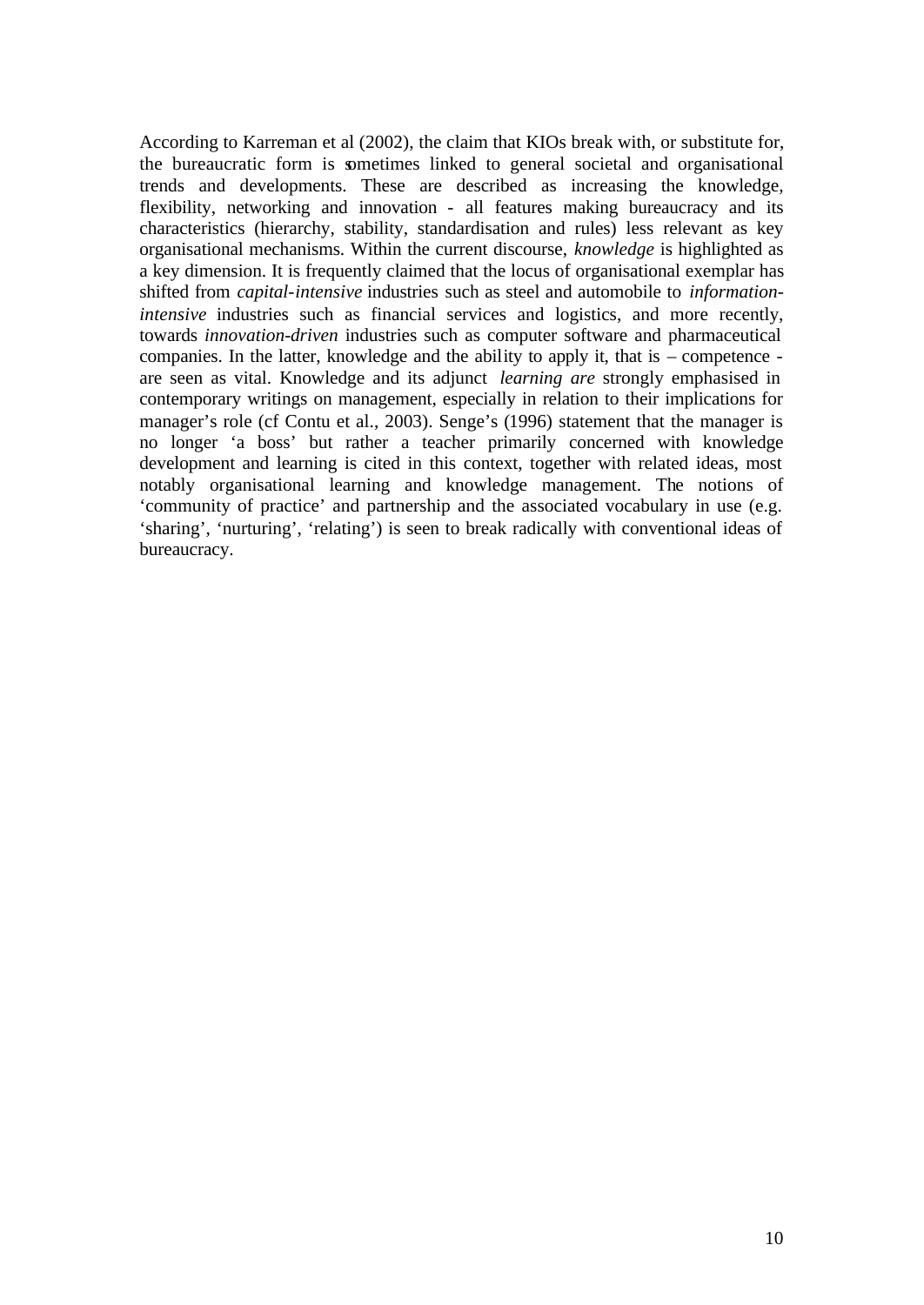According to Karreman et al (2002), the claim that KIOs break with, or substitute for, the bureaucratic form is sometimes linked to general societal and organisational trends and developments. These are described as increasing the knowledge, flexibility, networking and innovation - all features making bureaucracy and its characteristics (hierarchy, stability, standardisation and rules) less relevant as key organisational mechanisms. Within the current discourse, *knowledge* is highlighted as a key dimension. It is frequently claimed that the locus of organisational exemplar has shifted from *capital-intensive* industries such as steel and automobile to *information-intensive* industries such as financial services and logistics, and more recently, towards *innovation-driven* industries such as computer software and pharmaceutical companies. In the latter, knowledge and the ability to apply it, that is – competence - are seen as vital. Knowledge and its adjunct *learning are* strongly emphasised in contemporary writings on management, especially in relation to their implications for manager's role (cf Contu et al., 2003). Senge's (1996) statement that the manager is no longer 'a boss' but rather a teacher primarily concerned with knowledge development and learning is cited in this context, together with related ideas, most notably organisational learning and knowledge management. The notions of 'community of practice' and partnership and the associated vocabulary in use (e.g. 'sharing', 'nurturing', 'relating') is seen to break radically with conventional ideas of bureaucracy.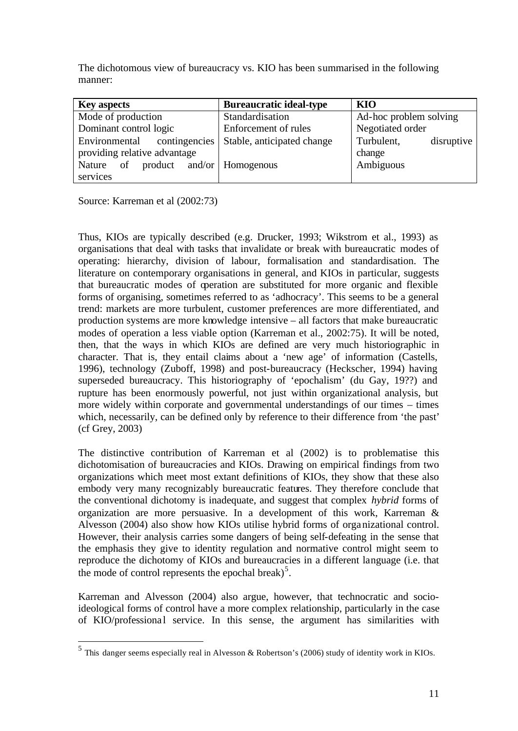The dichotomous view of bureaucracy vs. KIO has been summarised in the following manner:

| **Key aspects** | **Bureaucratic ideal-type** | **KIO** |
|---|---|---|
| Mode of production | Standardisation | Ad-hoc problem solving |
| Dominant control logic | Enforcement of rules | Negotiated order |
| Environmental contingencies providing relative advantage | Stable, anticipated change | Turbulent, disruptive change |
| Nature of product and/or services | Homogenous | Ambiguous |

Source: Karreman et al (2002:73)

Thus, KIOs are typically described (e.g. Drucker, 1993; Wikstrom et al., 1993) as organisations that deal with tasks that invalidate or break with bureaucratic modes of operating: hierarchy, division of labour, formalisation and standardisation. The literature on contemporary organisations in general, and KIOs in particular, suggests that bureaucratic modes of operation are substituted for more organic and flexible forms of organising, sometimes referred to as 'adhocracy'. This seems to be a general trend: markets are more turbulent, customer preferences are more differentiated, and production systems are more knowledge intensive – all factors that make bureaucratic modes of operation a less viable option (Karreman et al., 2002:75). It will be noted, then, that the ways in which KIOs are defined are very much historiographic in character. That is, they entail claims about a 'new age' of information (Castells, 1996), technology (Zuboff, 1998) and post-bureaucracy (Heckscher, 1994) having superseded bureaucracy. This historiography of 'epochalism' (du Gay, 19??) and rupture has been enormously powerful, not just within organizational analysis, but more widely within corporate and governmental understandings of our times – times which, necessarily, can be defined only by reference to their difference from 'the past' (cf Grey, 2003)

The distinctive contribution of Karreman et al (2002) is to problematise this dichotomisation of bureaucracies and KIOs. Drawing on empirical findings from two organizations which meet most extant definitions of KIOs, they show that these also embody very many recognizably bureaucratic features. They therefore conclude that the conventional dichotomy is inadequate, and suggest that complex *hybrid* forms of organization are more persuasive. In a development of this work, Karreman & Alvesson (2004) also show how KIOs utilise hybrid forms of organizational control. However, their analysis carries some dangers of being self-defeating in the sense that the emphasis they give to identity regulation and normative control might seem to reproduce the dichotomy of KIOs and bureaucracies in a different language (i.e. that the mode of control represents the epochal break)[5].

Karreman and Alvesson (2004) also argue, however, that technocratic and socio-ideological forms of control have a more complex relationship, particularly in the case of KIO/professional service. In this sense, the argument has similarities with

[5] This danger seems especially real in Alvesson & Robertson's (2006) study of identity work in KIOs.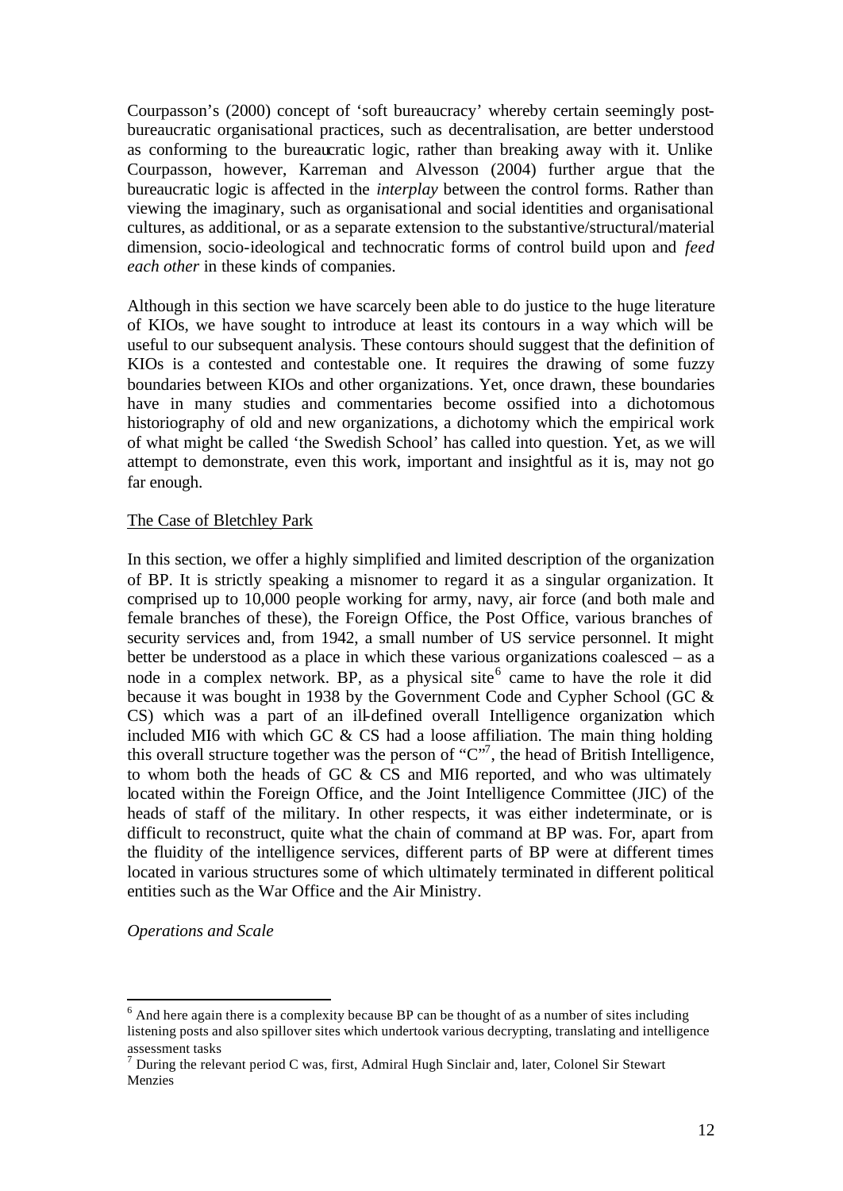Courpasson's (2000) concept of 'soft bureaucracy' whereby certain seemingly post-bureaucratic organisational practices, such as decentralisation, are better understood as conforming to the bureaucratic logic, rather than breaking away with it. Unlike Courpasson, however, Karreman and Alvesson (2004) further argue that the bureaucratic logic is affected in the *interplay* between the control forms. Rather than viewing the imaginary, such as organisational and social identities and organisational cultures, as additional, or as a separate extension to the substantive/structural/material dimension, socio-ideological and technocratic forms of control build upon and *feed each other* in these kinds of companies.

Although in this section we have scarcely been able to do justice to the huge literature of KIOs, we have sought to introduce at least its contours in a way which will be useful to our subsequent analysis. These contours should suggest that the definition of KIOs is a contested and contestable one. It requires the drawing of some fuzzy boundaries between KIOs and other organizations. Yet, once drawn, these boundaries have in many studies and commentaries become ossified into a dichotomous historiography of old and new organizations, a dichotomy which the empirical work of what might be called 'the Swedish School' has called into question. Yet, as we will attempt to demonstrate, even this work, important and insightful as it is, may not go far enough.

## The Case of Bletchley Park

In this section, we offer a highly simplified and limited description of the organization of BP. It is strictly speaking a misnomer to regard it as a singular organization. It comprised up to 10,000 people working for army, navy, air force (and both male and female branches of these), the Foreign Office, the Post Office, various branches of security services and, from 1942, a small number of US service personnel. It might better be understood as a place in which these various organizations coalesced – as a node in a complex network. BP, as a physical site[6] came to have the role it did because it was bought in 1938 by the Government Code and Cypher School (GC & CS) which was a part of an ill-defined overall Intelligence organization which included MI6 with which GC & CS had a loose affiliation. The main thing holding this overall structure together was the person of "C"[7], the head of British Intelligence, to whom both the heads of GC & CS and MI6 reported, and who was ultimately located within the Foreign Office, and the Joint Intelligence Committee (JIC) of the heads of staff of the military. In other respects, it was either indeterminate, or is difficult to reconstruct, quite what the chain of command at BP was. For, apart from the fluidity of the intelligence services, different parts of BP were at different times located in various structures some of which ultimately terminated in different political entities such as the War Office and the Air Ministry.

### *Operations and Scale*

[6] And here again there is a complexity because BP can be thought of as a number of sites including listening posts and also spillover sites which undertook various decrypting, translating and intelligence assessment tasks

[7] During the relevant period C was, first, Admiral Hugh Sinclair and, later, Colonel Sir Stewart Menzies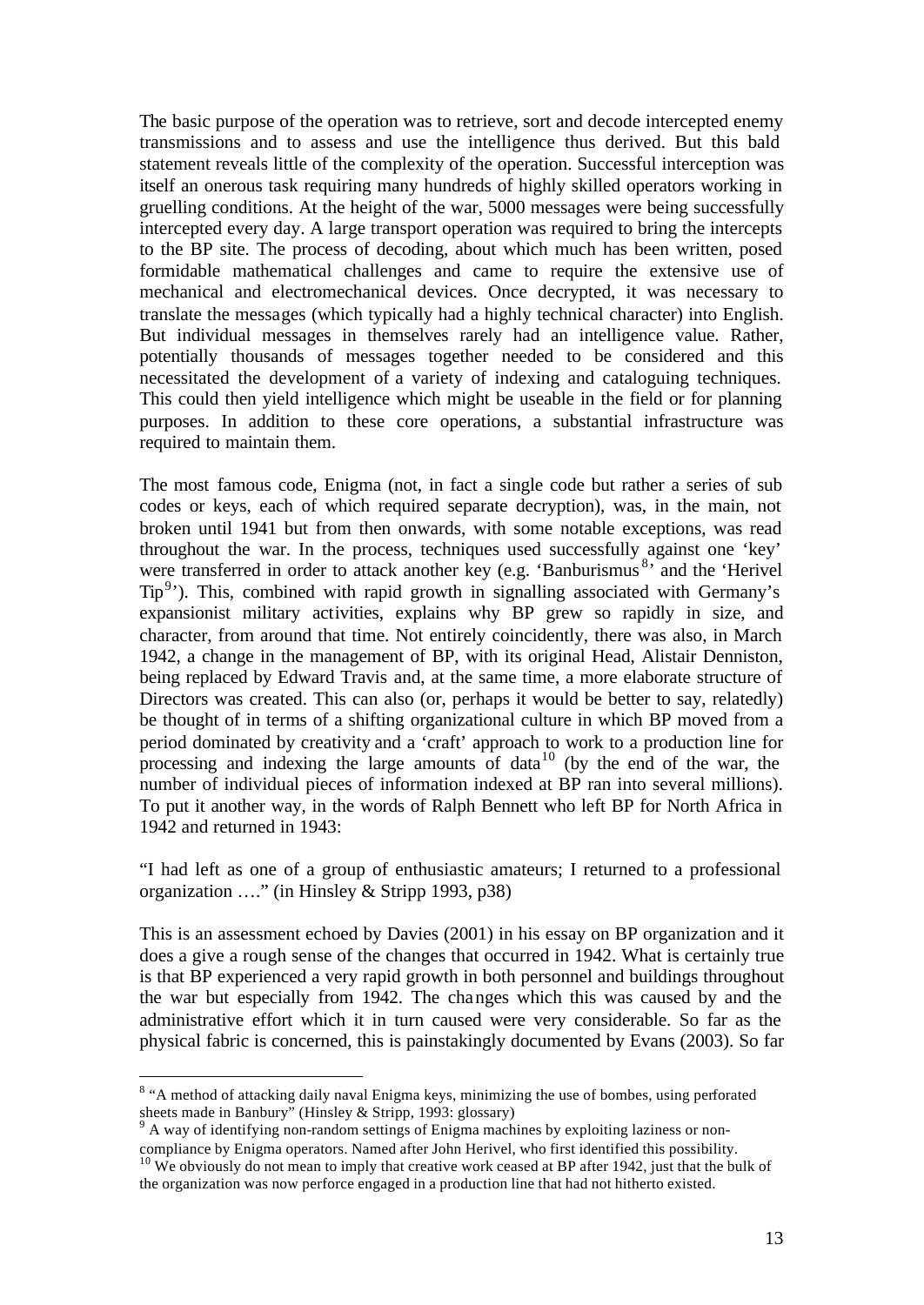The basic purpose of the operation was to retrieve, sort and decode intercepted enemy transmissions and to assess and use the intelligence thus derived. But this bald statement reveals little of the complexity of the operation. Successful interception was itself an onerous task requiring many hundreds of highly skilled operators working in gruelling conditions. At the height of the war, 5000 messages were being successfully intercepted every day. A large transport operation was required to bring the intercepts to the BP site. The process of decoding, about which much has been written, posed formidable mathematical challenges and came to require the extensive use of mechanical and electromechanical devices. Once decrypted, it was necessary to translate the messages (which typically had a highly technical character) into English. But individual messages in themselves rarely had an intelligence value. Rather, potentially thousands of messages together needed to be considered and this necessitated the development of a variety of indexing and cataloguing techniques. This could then yield intelligence which might be useable in the field or for planning purposes. In addition to these core operations, a substantial infrastructure was required to maintain them.

The most famous code, Enigma (not, in fact a single code but rather a series of sub codes or keys, each of which required separate decryption), was, in the main, not broken until 1941 but from then onwards, with some notable exceptions, was read throughout the war. In the process, techniques used successfully against one 'key' were transferred in order to attack another key (e.g. 'Banburismus[8]' and the 'Herivel Tip[9]'). This, combined with rapid growth in signalling associated with Germany's expansionist military activities, explains why BP grew so rapidly in size, and character, from around that time. Not entirely coincidentally, there was also, in March 1942, a change in the management of BP, with its original Head, Alistair Denniston, being replaced by Edward Travis and, at the same time, a more elaborate structure of Directors was created. This can also (or, perhaps it would be better to say, relatedly) be thought of in terms of a shifting organizational culture in which BP moved from a period dominated by creativity and a 'craft' approach to work to a production line for processing and indexing the large amounts of data[10] (by the end of the war, the number of individual pieces of information indexed at BP ran into several millions). To put it another way, in the words of Ralph Bennett who left BP for North Africa in 1942 and returned in 1943:

"I had left as one of a group of enthusiastic amateurs; I returned to a professional organization …." (in Hinsley & Stripp 1993, p38)

This is an assessment echoed by Davies (2001) in his essay on BP organization and it does a give a rough sense of the changes that occurred in 1942. What is certainly true is that BP experienced a very rapid growth in both personnel and buildings throughout the war but especially from 1942. The changes which this was caused by and the administrative effort which it in turn caused were very considerable. So far as the physical fabric is concerned, this is painstakingly documented by Evans (2003). So far

---

[8] "A method of attacking daily naval Enigma keys, minimizing the use of bombes, using perforated sheets made in Banbury" (Hinsley & Stripp, 1993: glossary)

[9] A way of identifying non-random settings of Enigma machines by exploiting laziness or non-compliance by Enigma operators. Named after John Herivel, who first identified this possibility.

[10] We obviously do not mean to imply that creative work ceased at BP after 1942, just that the bulk of the organization was now perforce engaged in a production line that had not hitherto existed.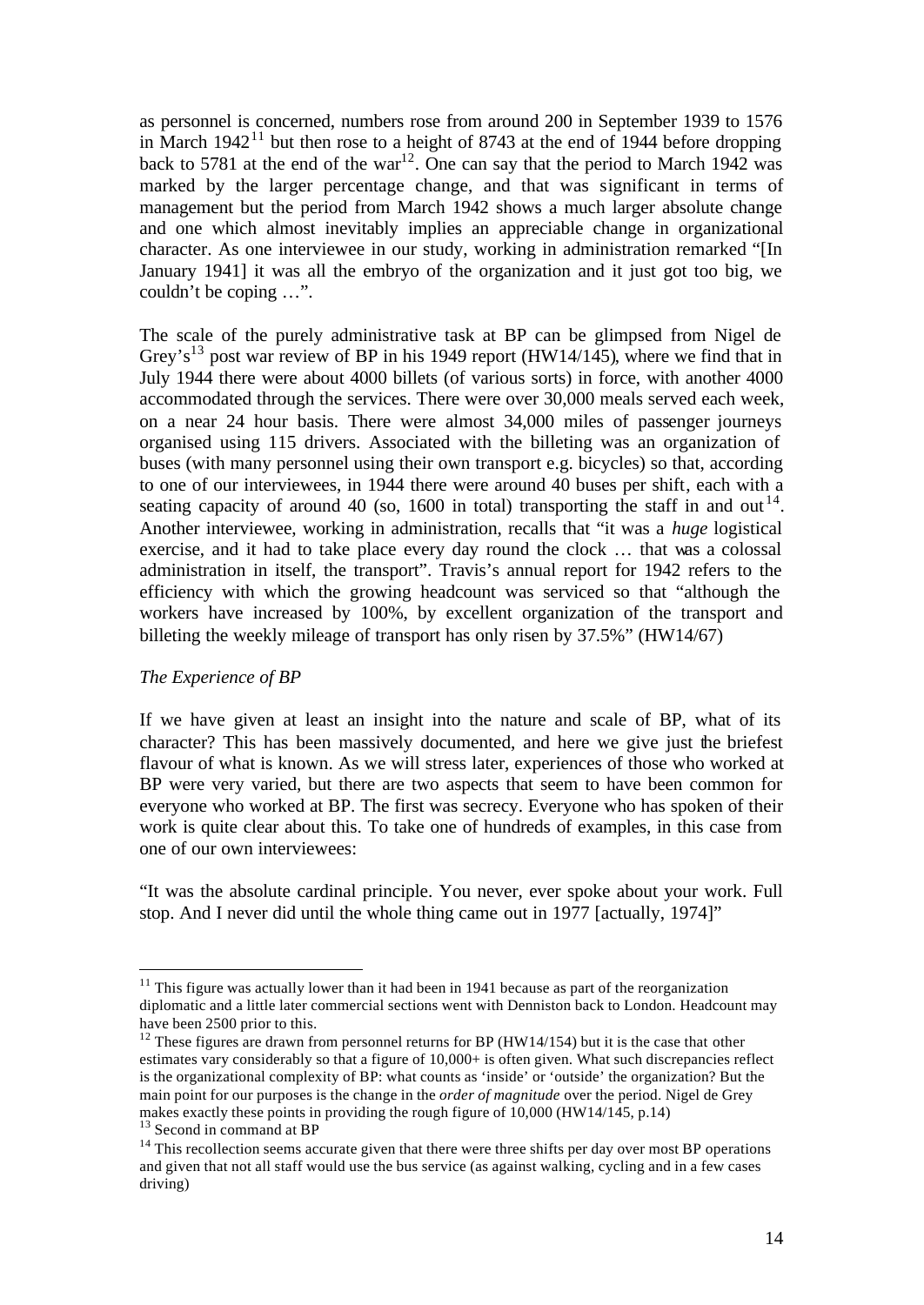as personnel is concerned, numbers rose from around 200 in September 1939 to 1576 in March 1942[11] but then rose to a height of 8743 at the end of 1944 before dropping back to 5781 at the end of the war[12]. One can say that the period to March 1942 was marked by the larger percentage change, and that was significant in terms of management but the period from March 1942 shows a much larger absolute change and one which almost inevitably implies an appreciable change in organizational character. As one interviewee in our study, working in administration remarked "[In January 1941] it was all the embryo of the organization and it just got too big, we couldn't be coping …".

The scale of the purely administrative task at BP can be glimpsed from Nigel de Grey's[13] post war review of BP in his 1949 report (HW14/145), where we find that in July 1944 there were about 4000 billets (of various sorts) in force, with another 4000 accommodated through the services. There were over 30,000 meals served each week, on a near 24 hour basis. There were almost 34,000 miles of passenger journeys organised using 115 drivers. Associated with the billeting was an organization of buses (with many personnel using their own transport e.g. bicycles) so that, according to one of our interviewees, in 1944 there were around 40 buses per shift, each with a seating capacity of around 40 (so, 1600 in total) transporting the staff in and out[14]. Another interviewee, working in administration, recalls that "it was a *huge* logistical exercise, and it had to take place every day round the clock … that was a colossal administration in itself, the transport". Travis's annual report for 1942 refers to the efficiency with which the growing headcount was serviced so that "although the workers have increased by 100%, by excellent organization of the transport and billeting the weekly mileage of transport has only risen by 37.5%" (HW14/67)

*The Experience of BP*

If we have given at least an insight into the nature and scale of BP, what of its character? This has been massively documented, and here we give just the briefest flavour of what is known. As we will stress later, experiences of those who worked at BP were very varied, but there are two aspects that seem to have been common for everyone who worked at BP. The first was secrecy. Everyone who has spoken of their work is quite clear about this. To take one of hundreds of examples, in this case from one of our own interviewees:

"It was the absolute cardinal principle. You never, ever spoke about your work. Full stop. And I never did until the whole thing came out in 1977 [actually, 1974]"

---

[11] This figure was actually lower than it had been in 1941 because as part of the reorganization diplomatic and a little later commercial sections went with Denniston back to London. Headcount may have been 2500 prior to this.

[12] These figures are drawn from personnel returns for BP (HW14/154) but it is the case that other estimates vary considerably so that a figure of 10,000+ is often given. What such discrepancies reflect is the organizational complexity of BP: what counts as 'inside' or 'outside' the organization? But the main point for our purposes is the change in the *order of magnitude* over the period. Nigel de Grey makes exactly these points in providing the rough figure of 10,000 (HW14/145, p.14)

[13] Second in command at BP

[14] This recollection seems accurate given that there were three shifts per day over most BP operations and given that not all staff would use the bus service (as against walking, cycling and in a few cases driving)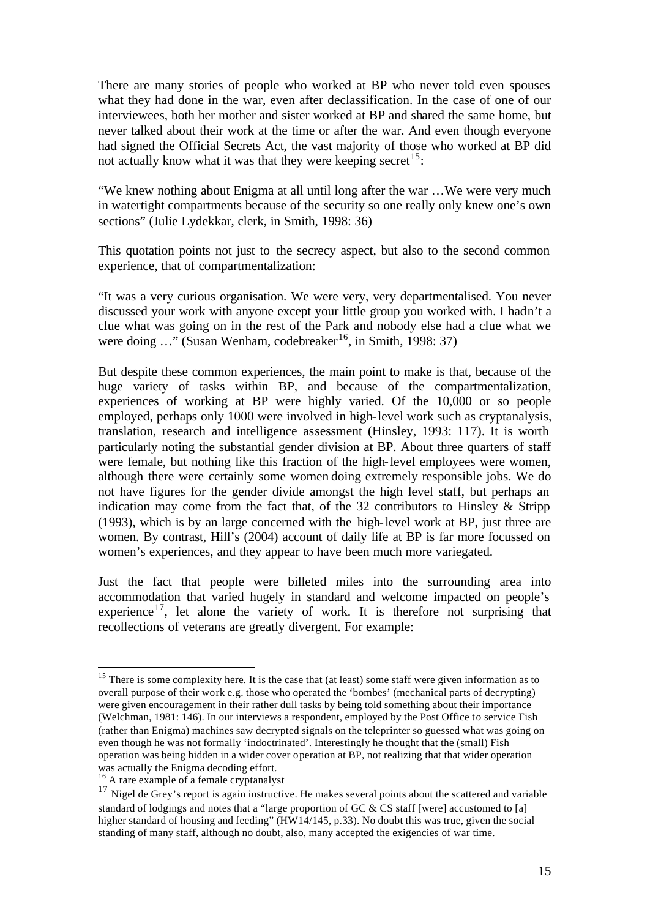There are many stories of people who worked at BP who never told even spouses what they had done in the war, even after declassification. In the case of one of our interviewees, both her mother and sister worked at BP and shared the same home, but never talked about their work at the time or after the war. And even though everyone had signed the Official Secrets Act, the vast majority of those who worked at BP did not actually know what it was that they were keeping secret[15]:

"We knew nothing about Enigma at all until long after the war …We were very much in watertight compartments because of the security so one really only knew one's own sections" (Julie Lydekkar, clerk, in Smith, 1998: 36)

This quotation points not just to the secrecy aspect, but also to the second common experience, that of compartmentalization:

"It was a very curious organisation. We were very, very departmentalised. You never discussed your work with anyone except your little group you worked with. I hadn't a clue what was going on in the rest of the Park and nobody else had a clue what we were doing …" (Susan Wenham, codebreaker[16], in Smith, 1998: 37)

But despite these common experiences, the main point to make is that, because of the huge variety of tasks within BP, and because of the compartmentalization, experiences of working at BP were highly varied. Of the 10,000 or so people employed, perhaps only 1000 were involved in high-level work such as cryptanalysis, translation, research and intelligence assessment (Hinsley, 1993: 117). It is worth particularly noting the substantial gender division at BP. About three quarters of staff were female, but nothing like this fraction of the high-level employees were women, although there were certainly some women doing extremely responsible jobs. We do not have figures for the gender divide amongst the high level staff, but perhaps an indication may come from the fact that, of the 32 contributors to Hinsley & Stripp (1993), which is by an large concerned with the high-level work at BP, just three are women. By contrast, Hill's (2004) account of daily life at BP is far more focussed on women's experiences, and they appear to have been much more variegated.

Just the fact that people were billeted miles into the surrounding area into accommodation that varied hugely in standard and welcome impacted on people's experience[17], let alone the variety of work. It is therefore not surprising that recollections of veterans are greatly divergent. For example:

---

[15] There is some complexity here. It is the case that (at least) some staff were given information as to overall purpose of their work e.g. those who operated the 'bombes' (mechanical parts of decrypting) were given encouragement in their rather dull tasks by being told something about their importance (Welchman, 1981: 146). In our interviews a respondent, employed by the Post Office to service Fish (rather than Enigma) machines saw decrypted signals on the teleprinter so guessed what was going on even though he was not formally 'indoctrinated'. Interestingly he thought that the (small) Fish operation was being hidden in a wider cover operation at BP, not realizing that that wider operation was actually the Enigma decoding effort.

[16] A rare example of a female cryptanalyst

[17] Nigel de Grey's report is again instructive. He makes several points about the scattered and variable standard of lodgings and notes that a "large proportion of GC & CS staff [were] accustomed to [a] higher standard of housing and feeding" (HW14/145, p.33). No doubt this was true, given the social standing of many staff, although no doubt, also, many accepted the exigencies of war time.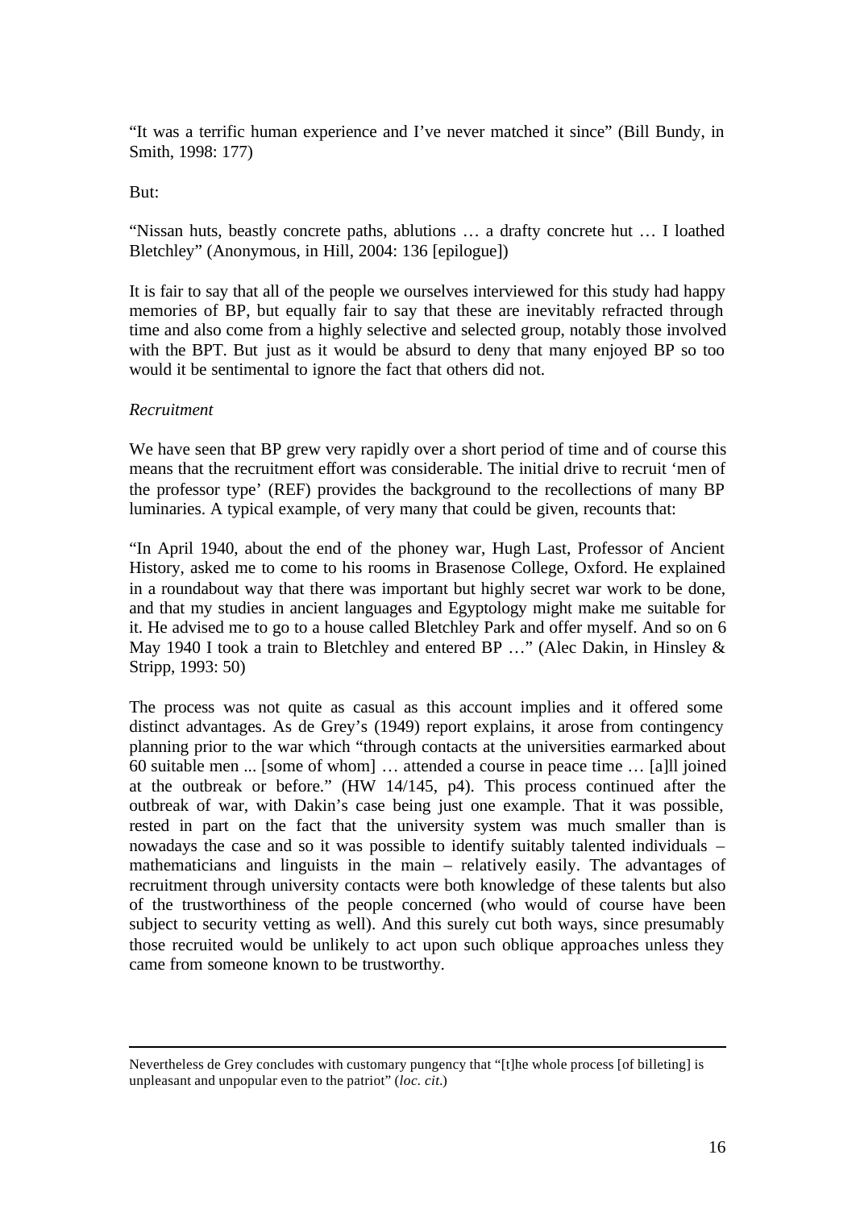"It was a terrific human experience and I've never matched it since" (Bill Bundy, in Smith, 1998: 177)

But:

"Nissan huts, beastly concrete paths, ablutions … a drafty concrete hut … I loathed Bletchley" (Anonymous, in Hill, 2004: 136 [epilogue])

It is fair to say that all of the people we ourselves interviewed for this study had happy memories of BP, but equally fair to say that these are inevitably refracted through time and also come from a highly selective and selected group, notably those involved with the BPT. But just as it would be absurd to deny that many enjoyed BP so too would it be sentimental to ignore the fact that others did not.

*Recruitment*

We have seen that BP grew very rapidly over a short period of time and of course this means that the recruitment effort was considerable. The initial drive to recruit 'men of the professor type' (REF) provides the background to the recollections of many BP luminaries. A typical example, of very many that could be given, recounts that:

"In April 1940, about the end of the phoney war, Hugh Last, Professor of Ancient History, asked me to come to his rooms in Brasenose College, Oxford. He explained in a roundabout way that there was important but highly secret war work to be done, and that my studies in ancient languages and Egyptology might make me suitable for it. He advised me to go to a house called Bletchley Park and offer myself. And so on 6 May 1940 I took a train to Bletchley and entered BP …" (Alec Dakin, in Hinsley & Stripp, 1993: 50)

The process was not quite as casual as this account implies and it offered some distinct advantages. As de Grey's (1949) report explains, it arose from contingency planning prior to the war which "through contacts at the universities earmarked about 60 suitable men ... [some of whom] … attended a course in peace time … [a]ll joined at the outbreak or before." (HW 14/145, p4). This process continued after the outbreak of war, with Dakin's case being just one example. That it was possible, rested in part on the fact that the university system was much smaller than is nowadays the case and so it was possible to identify suitably talented individuals – mathematicians and linguists in the main – relatively easily. The advantages of recruitment through university contacts were both knowledge of these talents but also of the trustworthiness of the people concerned (who would of course have been subject to security vetting as well). And this surely cut both ways, since presumably those recruited would be unlikely to act upon such oblique approaches unless they came from someone known to be trustworthy.

---

Nevertheless de Grey concludes with customary pungency that "[t]he whole process [of billeting] is unpleasant and unpopular even to the patriot" (*loc. cit.*)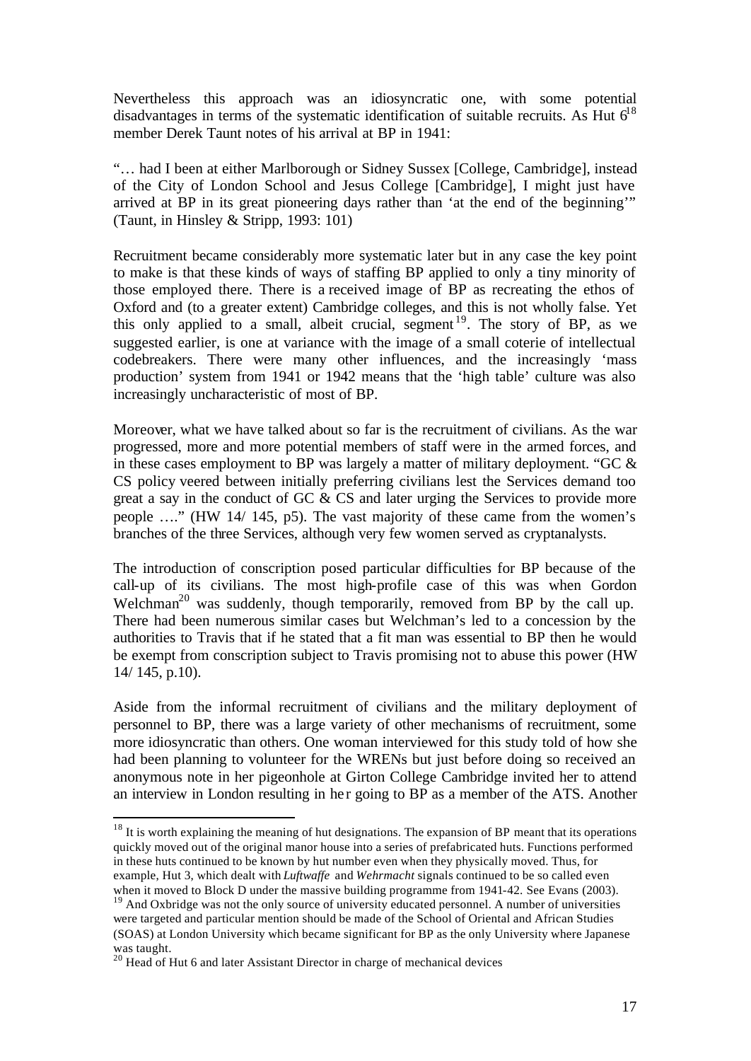Nevertheless this approach was an idiosyncratic one, with some potential disadvantages in terms of the systematic identification of suitable recruits. As Hut 6[18] member Derek Taunt notes of his arrival at BP in 1941:

"… had I been at either Marlborough or Sidney Sussex [College, Cambridge], instead of the City of London School and Jesus College [Cambridge], I might just have arrived at BP in its great pioneering days rather than 'at the end of the beginning'" (Taunt, in Hinsley & Stripp, 1993: 101)

Recruitment became considerably more systematic later but in any case the key point to make is that these kinds of ways of staffing BP applied to only a tiny minority of those employed there. There is a received image of BP as recreating the ethos of Oxford and (to a greater extent) Cambridge colleges, and this is not wholly false. Yet this only applied to a small, albeit crucial, segment[19]. The story of BP, as we suggested earlier, is one at variance with the image of a small coterie of intellectual codebreakers. There were many other influences, and the increasingly 'mass production' system from 1941 or 1942 means that the 'high table' culture was also increasingly uncharacteristic of most of BP.

Moreover, what we have talked about so far is the recruitment of civilians. As the war progressed, more and more potential members of staff were in the armed forces, and in these cases employment to BP was largely a matter of military deployment. "GC & CS policy veered between initially preferring civilians lest the Services demand too great a say in the conduct of GC & CS and later urging the Services to provide more people …." (HW 14/ 145, p5). The vast majority of these came from the women's branches of the three Services, although very few women served as cryptanalysts.

The introduction of conscription posed particular difficulties for BP because of the call-up of its civilians. The most high-profile case of this was when Gordon Welchman[20] was suddenly, though temporarily, removed from BP by the call up. There had been numerous similar cases but Welchman's led to a concession by the authorities to Travis that if he stated that a fit man was essential to BP then he would be exempt from conscription subject to Travis promising not to abuse this power (HW 14/ 145, p.10).

Aside from the informal recruitment of civilians and the military deployment of personnel to BP, there was a large variety of other mechanisms of recruitment, some more idiosyncratic than others. One woman interviewed for this study told of how she had been planning to volunteer for the WRENs but just before doing so received an anonymous note in her pigeonhole at Girton College Cambridge invited her to attend an interview in London resulting in her going to BP as a member of the ATS. Another

---

[18] It is worth explaining the meaning of hut designations. The expansion of BP meant that its operations quickly moved out of the original manor house into a series of prefabricated huts. Functions performed in these huts continued to be known by hut number even when they physically moved. Thus, for example, Hut 3, which dealt with *Luftwaffe* and *Wehrmacht* signals continued to be so called even when it moved to Block D under the massive building programme from 1941-42. See Evans (2003).

[19] And Oxbridge was not the only source of university educated personnel. A number of universities were targeted and particular mention should be made of the School of Oriental and African Studies (SOAS) at London University which became significant for BP as the only University where Japanese was taught.

[20] Head of Hut 6 and later Assistant Director in charge of mechanical devices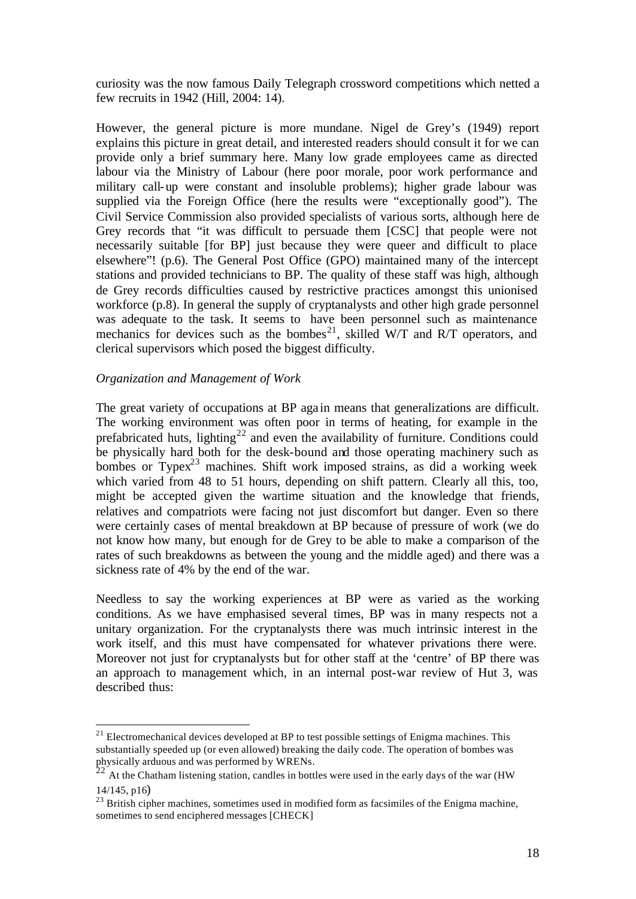curiosity was the now famous Daily Telegraph crossword competitions which netted a few recruits in 1942 (Hill, 2004: 14).

However, the general picture is more mundane. Nigel de Grey's (1949) report explains this picture in great detail, and interested readers should consult it for we can provide only a brief summary here. Many low grade employees came as directed labour via the Ministry of Labour (here poor morale, poor work performance and military call-up were constant and insoluble problems); higher grade labour was supplied via the Foreign Office (here the results were "exceptionally good"). The Civil Service Commission also provided specialists of various sorts, although here de Grey records that "it was difficult to persuade them [CSC] that people were not necessarily suitable [for BP] just because they were queer and difficult to place elsewhere"! (p.6). The General Post Office (GPO) maintained many of the intercept stations and provided technicians to BP. The quality of these staff was high, although de Grey records difficulties caused by restrictive practices amongst this unionised workforce (p.8). In general the supply of cryptanalysts and other high grade personnel was adequate to the task. It seems to have been personnel such as maintenance mechanics for devices such as the bombes[21], skilled W/T and R/T operators, and clerical supervisors which posed the biggest difficulty.

*Organization and Management of Work*

The great variety of occupations at BP again means that generalizations are difficult. The working environment was often poor in terms of heating, for example in the prefabricated huts, lighting[22] and even the availability of furniture. Conditions could be physically hard both for the desk-bound and those operating machinery such as bombes or Typex[23] machines. Shift work imposed strains, as did a working week which varied from 48 to 51 hours, depending on shift pattern. Clearly all this, too, might be accepted given the wartime situation and the knowledge that friends, relatives and compatriots were facing not just discomfort but danger. Even so there were certainly cases of mental breakdown at BP because of pressure of work (we do not know how many, but enough for de Grey to be able to make a comparison of the rates of such breakdowns as between the young and the middle aged) and there was a sickness rate of 4% by the end of the war.

Needless to say the working experiences at BP were as varied as the working conditions. As we have emphasised several times, BP was in many respects not a unitary organization. For the cryptanalysts there was much intrinsic interest in the work itself, and this must have compensated for whatever privations there were. Moreover not just for cryptanalysts but for other staff at the 'centre' of BP there was an approach to management which, in an internal post-war review of Hut 3, was described thus:

---

[21] Electromechanical devices developed at BP to test possible settings of Enigma machines. This substantially speeded up (or even allowed) breaking the daily code. The operation of bombes was physically arduous and was performed by WRENs.

[22] At the Chatham listening station, candles in bottles were used in the early days of the war (HW 14/145, p16)

[23] British cipher machines, sometimes used in modified form as facsimiles of the Enigma machine, sometimes to send enciphered messages [CHECK]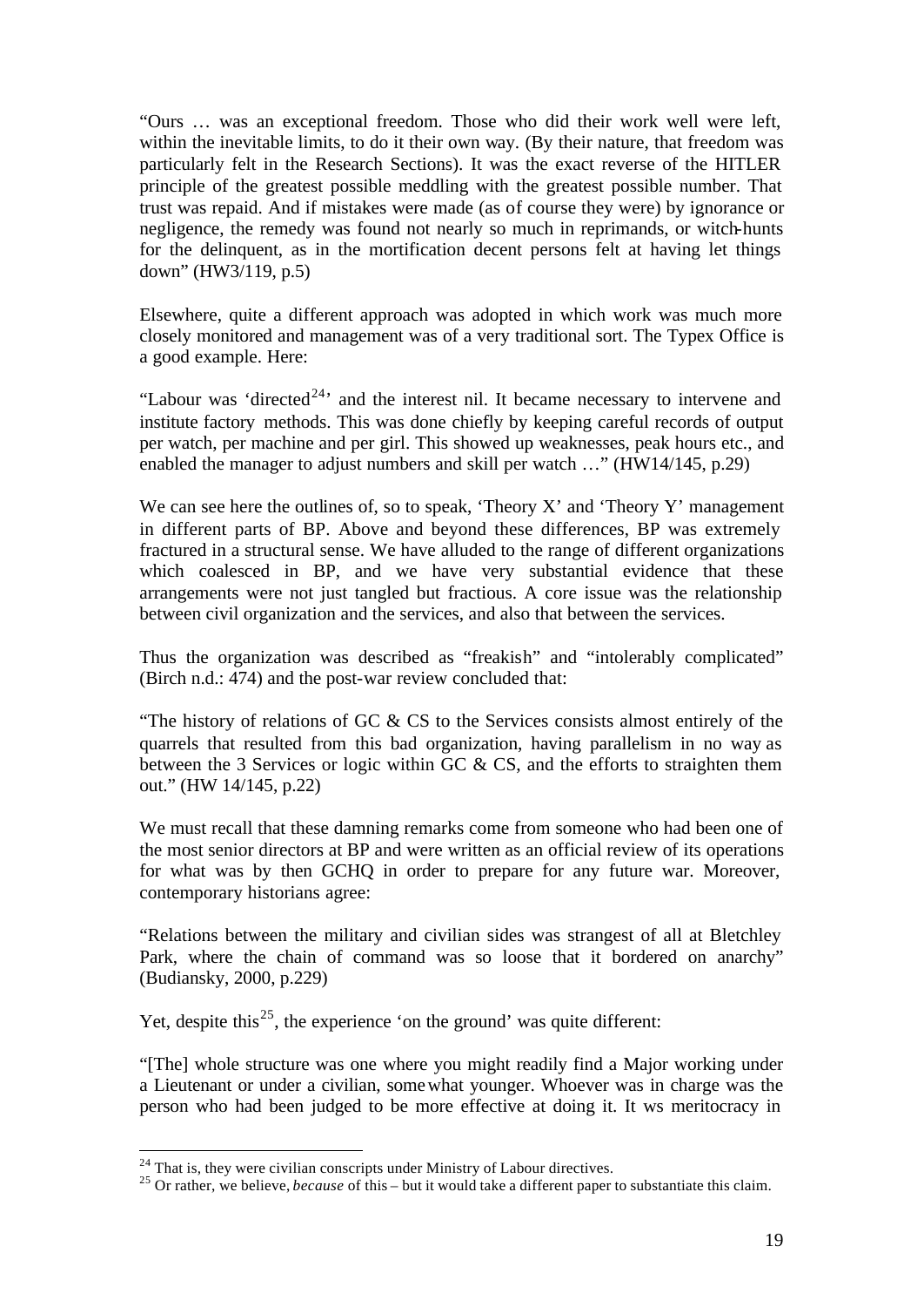"Ours … was an exceptional freedom. Those who did their work well were left, within the inevitable limits, to do it their own way. (By their nature, that freedom was particularly felt in the Research Sections). It was the exact reverse of the HITLER principle of the greatest possible meddling with the greatest possible number. That trust was repaid. And if mistakes were made (as of course they were) by ignorance or negligence, the remedy was found not nearly so much in reprimands, or witch-hunts for the delinquent, as in the mortification decent persons felt at having let things down" (HW3/119, p.5)

Elsewhere, quite a different approach was adopted in which work was much more closely monitored and management was of a very traditional sort. The Typex Office is a good example. Here:

"Labour was 'directed[24]' and the interest nil. It became necessary to intervene and institute factory methods. This was done chiefly by keeping careful records of output per watch, per machine and per girl. This showed up weaknesses, peak hours etc., and enabled the manager to adjust numbers and skill per watch …" (HW14/145, p.29)

We can see here the outlines of, so to speak, 'Theory X' and 'Theory Y' management in different parts of BP. Above and beyond these differences, BP was extremely fractured in a structural sense. We have alluded to the range of different organizations which coalesced in BP, and we have very substantial evidence that these arrangements were not just tangled but fractious. A core issue was the relationship between civil organization and the services, and also that between the services.

Thus the organization was described as "freakish" and "intolerably complicated" (Birch n.d.: 474) and the post-war review concluded that:

"The history of relations of GC & CS to the Services consists almost entirely of the quarrels that resulted from this bad organization, having parallelism in no way as between the 3 Services or logic within GC & CS, and the efforts to straighten them out." (HW 14/145, p.22)

We must recall that these damning remarks come from someone who had been one of the most senior directors at BP and were written as an official review of its operations for what was by then GCHQ in order to prepare for any future war. Moreover, contemporary historians agree:

"Relations between the military and civilian sides was strangest of all at Bletchley Park, where the chain of command was so loose that it bordered on anarchy" (Budiansky, 2000, p.229)

Yet, despite this[25], the experience 'on the ground' was quite different:

"[The] whole structure was one where you might readily find a Major working under a Lieutenant or under a civilian, somewhat younger. Whoever was in charge was the person who had been judged to be more effective at doing it. It ws meritocracy in

---

[24] That is, they were civilian conscripts under Ministry of Labour directives.

[25] Or rather, we believe, *because* of this – but it would take a different paper to substantiate this claim.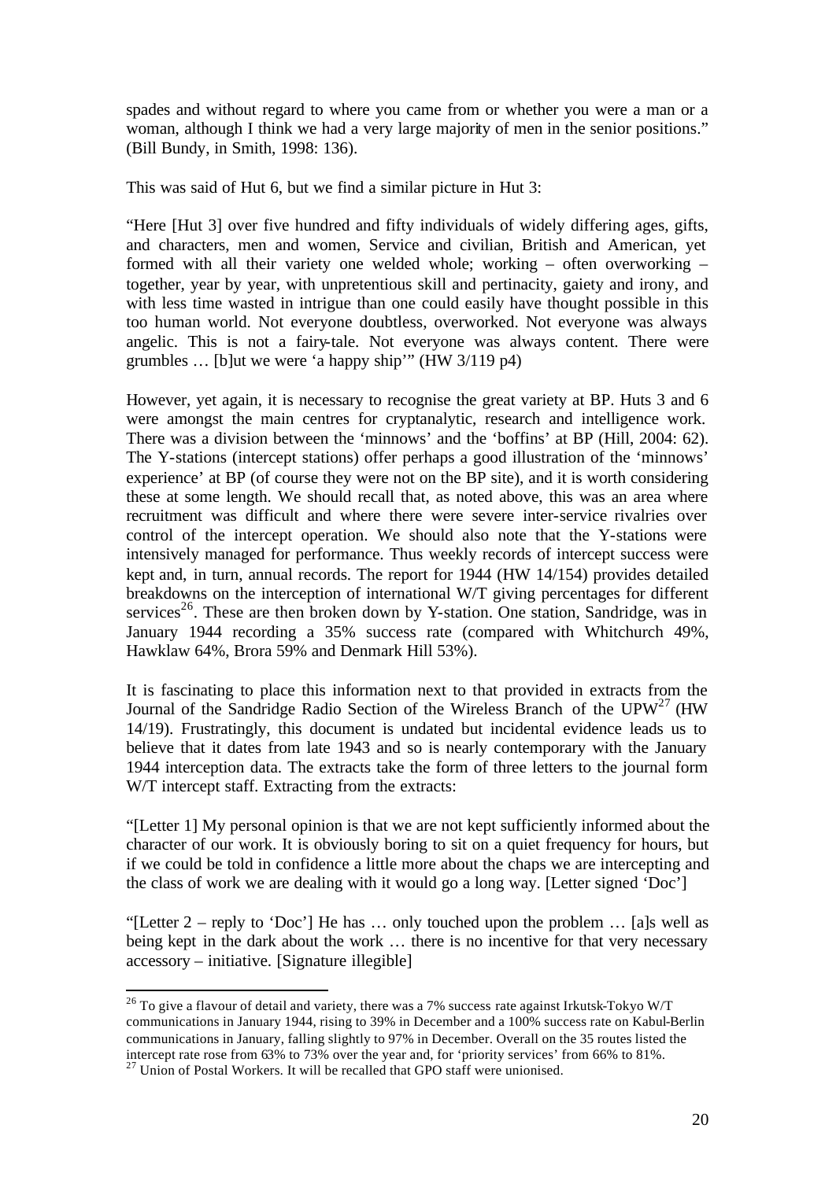spades and without regard to where you came from or whether you were a man or a woman, although I think we had a very large majority of men in the senior positions." (Bill Bundy, in Smith, 1998: 136).

This was said of Hut 6, but we find a similar picture in Hut 3:

"Here [Hut 3] over five hundred and fifty individuals of widely differing ages, gifts, and characters, men and women, Service and civilian, British and American, yet formed with all their variety one welded whole; working – often overworking – together, year by year, with unpretentious skill and pertinacity, gaiety and irony, and with less time wasted in intrigue than one could easily have thought possible in this too human world. Not everyone doubtless, overworked. Not everyone was always angelic. This is not a fairy-tale. Not everyone was always content. There were grumbles … [b]ut we were 'a happy ship'" (HW 3/119 p4)

However, yet again, it is necessary to recognise the great variety at BP. Huts 3 and 6 were amongst the main centres for cryptanalytic, research and intelligence work. There was a division between the 'minnows' and the 'boffins' at BP (Hill, 2004: 62). The Y-stations (intercept stations) offer perhaps a good illustration of the 'minnows' experience' at BP (of course they were not on the BP site), and it is worth considering these at some length. We should recall that, as noted above, this was an area where recruitment was difficult and where there were severe inter-service rivalries over control of the intercept operation. We should also note that the Y-stations were intensively managed for performance. Thus weekly records of intercept success were kept and, in turn, annual records. The report for 1944 (HW 14/154) provides detailed breakdowns on the interception of international W/T giving percentages for different services[26]. These are then broken down by Y-station. One station, Sandridge, was in January 1944 recording a 35% success rate (compared with Whitchurch 49%, Hawklaw 64%, Brora 59% and Denmark Hill 53%).

It is fascinating to place this information next to that provided in extracts from the Journal of the Sandridge Radio Section of the Wireless Branch of the UPW[27] (HW 14/19). Frustratingly, this document is undated but incidental evidence leads us to believe that it dates from late 1943 and so is nearly contemporary with the January 1944 interception data. The extracts take the form of three letters to the journal form W/T intercept staff. Extracting from the extracts:

"[Letter 1] My personal opinion is that we are not kept sufficiently informed about the character of our work. It is obviously boring to sit on a quiet frequency for hours, but if we could be told in confidence a little more about the chaps we are intercepting and the class of work we are dealing with it would go a long way. [Letter signed 'Doc']

"[Letter 2 – reply to 'Doc'] He has … only touched upon the problem … [a]s well as being kept in the dark about the work … there is no incentive for that very necessary accessory – initiative. [Signature illegible]

---

[26] To give a flavour of detail and variety, there was a 7% success rate against Irkutsk-Tokyo W/T communications in January 1944, rising to 39% in December and a 100% success rate on Kabul-Berlin communications in January, falling slightly to 97% in December. Overall on the 35 routes listed the intercept rate rose from 63% to 73% over the year and, for 'priority services' from 66% to 81%.

[27] Union of Postal Workers. It will be recalled that GPO staff were unionised.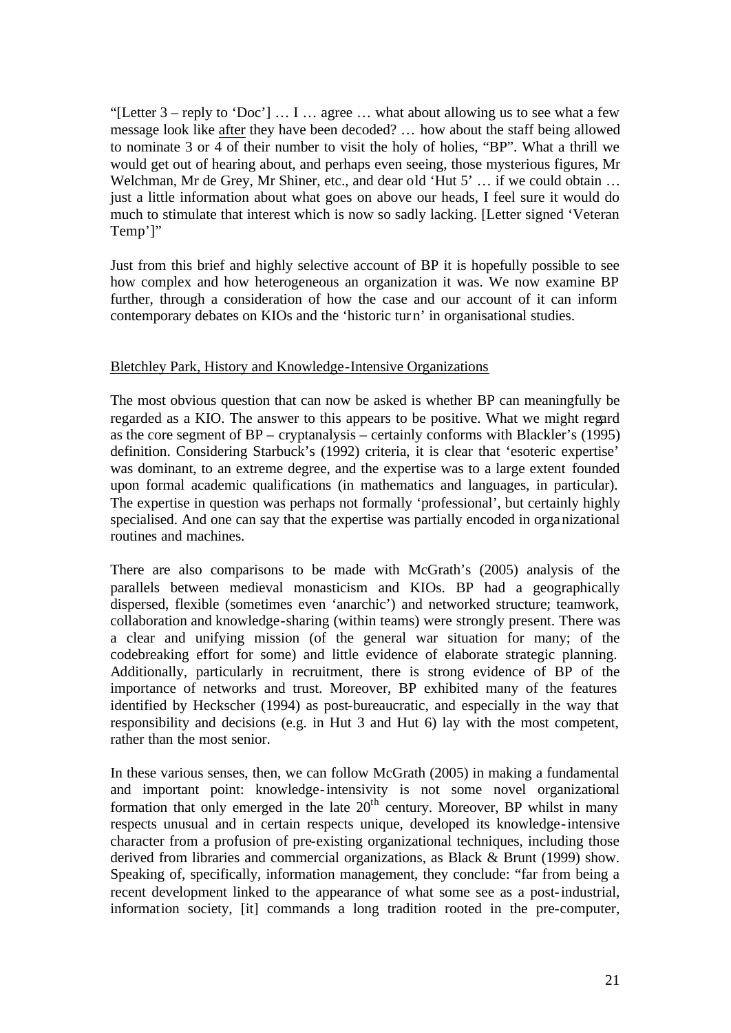"[Letter 3 – reply to 'Doc'] … I … agree … what about allowing us to see what a few message look like <u>after</u> they have been decoded? … how about the staff being allowed to nominate 3 or 4 of their number to visit the holy of holies, "BP". What a thrill we would get out of hearing about, and perhaps even seeing, those mysterious figures, Mr Welchman, Mr de Grey, Mr Shiner, etc., and dear old 'Hut 5' … if we could obtain … just a little information about what goes on above our heads, I feel sure it would do much to stimulate that interest which is now so sadly lacking. [Letter signed 'Veteran Temp']"

Just from this brief and highly selective account of BP it is hopefully possible to see how complex and how heterogeneous an organization it was. We now examine BP further, through a consideration of how the case and our account of it can inform contemporary debates on KIOs and the 'historic turn' in organisational studies.

<u>Bletchley Park, History and Knowledge-Intensive Organizations</u>

The most obvious question that can now be asked is whether BP can meaningfully be regarded as a KIO. The answer to this appears to be positive. What we might regard as the core segment of BP – cryptanalysis – certainly conforms with Blackler's (1995) definition. Considering Starbuck's (1992) criteria, it is clear that 'esoteric expertise' was dominant, to an extreme degree, and the expertise was to a large extent founded upon formal academic qualifications (in mathematics and languages, in particular). The expertise in question was perhaps not formally 'professional', but certainly highly specialised. And one can say that the expertise was partially encoded in organizational routines and machines.

There are also comparisons to be made with McGrath's (2005) analysis of the parallels between medieval monasticism and KIOs. BP had a geographically dispersed, flexible (sometimes even 'anarchic') and networked structure; teamwork, collaboration and knowledge-sharing (within teams) were strongly present. There was a clear and unifying mission (of the general war situation for many; of the codebreaking effort for some) and little evidence of elaborate strategic planning. Additionally, particularly in recruitment, there is strong evidence of BP of the importance of networks and trust. Moreover, BP exhibited many of the features identified by Heckscher (1994) as post-bureaucratic, and especially in the way that responsibility and decisions (e.g. in Hut 3 and Hut 6) lay with the most competent, rather than the most senior.

In these various senses, then, we can follow McGrath (2005) in making a fundamental and important point: knowledge-intensivity is not some novel organizational formation that only emerged in the late 20[th] century. Moreover, BP whilst in many respects unusual and in certain respects unique, developed its knowledge-intensive character from a profusion of pre-existing organizational techniques, including those derived from libraries and commercial organizations, as Black & Brunt (1999) show. Speaking of, specifically, information management, they conclude: "far from being a recent development linked to the appearance of what some see as a post-industrial, information society, [it] commands a long tradition rooted in the pre-computer,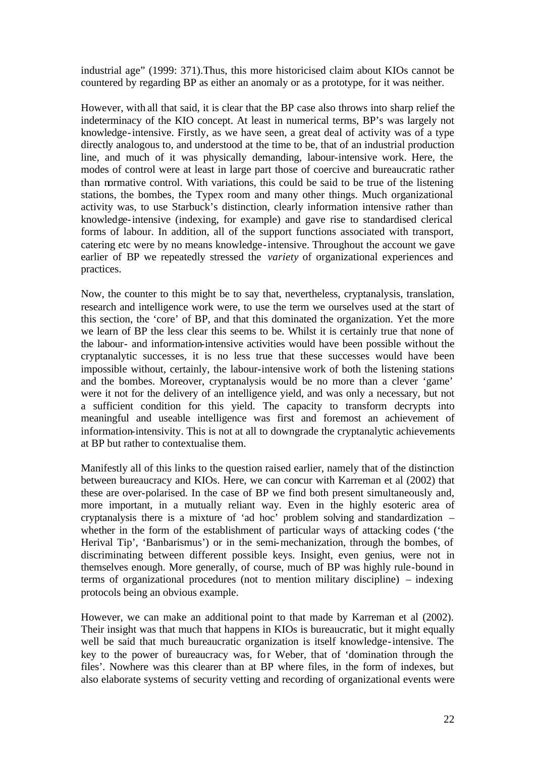industrial age" (1999: 371).Thus, this more historicised claim about KIOs cannot be countered by regarding BP as either an anomaly or as a prototype, for it was neither.

However, with all that said, it is clear that the BP case also throws into sharp relief the indeterminacy of the KIO concept. At least in numerical terms, BP's was largely not knowledge-intensive. Firstly, as we have seen, a great deal of activity was of a type directly analogous to, and understood at the time to be, that of an industrial production line, and much of it was physically demanding, labour-intensive work. Here, the modes of control were at least in large part those of coercive and bureaucratic rather than normative control. With variations, this could be said to be true of the listening stations, the bombes, the Typex room and many other things. Much organizational activity was, to use Starbuck's distinction, clearly information intensive rather than knowledge-intensive (indexing, for example) and gave rise to standardised clerical forms of labour. In addition, all of the support functions associated with transport, catering etc were by no means knowledge-intensive. Throughout the account we gave earlier of BP we repeatedly stressed the *variety* of organizational experiences and practices.

Now, the counter to this might be to say that, nevertheless, cryptanalysis, translation, research and intelligence work were, to use the term we ourselves used at the start of this section, the 'core' of BP, and that this dominated the organization. Yet the more we learn of BP the less clear this seems to be. Whilst it is certainly true that none of the labour- and information-intensive activities would have been possible without the cryptanalytic successes, it is no less true that these successes would have been impossible without, certainly, the labour-intensive work of both the listening stations and the bombes. Moreover, cryptanalysis would be no more than a clever 'game' were it not for the delivery of an intelligence yield, and was only a necessary, but not a sufficient condition for this yield. The capacity to transform decrypts into meaningful and useable intelligence was first and foremost an achievement of information-intensivity. This is not at all to downgrade the cryptanalytic achievements at BP but rather to contextualise them.

Manifestly all of this links to the question raised earlier, namely that of the distinction between bureaucracy and KIOs. Here, we can concur with Karreman et al (2002) that these are over-polarised. In the case of BP we find both present simultaneously and, more important, in a mutually reliant way. Even in the highly esoteric area of cryptanalysis there is a mixture of 'ad hoc' problem solving and standardization – whether in the form of the establishment of particular ways of attacking codes ('the Herival Tip', 'Banbarismus') or in the semi-mechanization, through the bombes, of discriminating between different possible keys. Insight, even genius, were not in themselves enough. More generally, of course, much of BP was highly rule-bound in terms of organizational procedures (not to mention military discipline) – indexing protocols being an obvious example.

However, we can make an additional point to that made by Karreman et al (2002). Their insight was that much that happens in KIOs is bureaucratic, but it might equally well be said that much bureaucratic organization is itself knowledge-intensive. The key to the power of bureaucracy was, for Weber, that of 'domination through the files'. Nowhere was this clearer than at BP where files, in the form of indexes, but also elaborate systems of security vetting and recording of organizational events were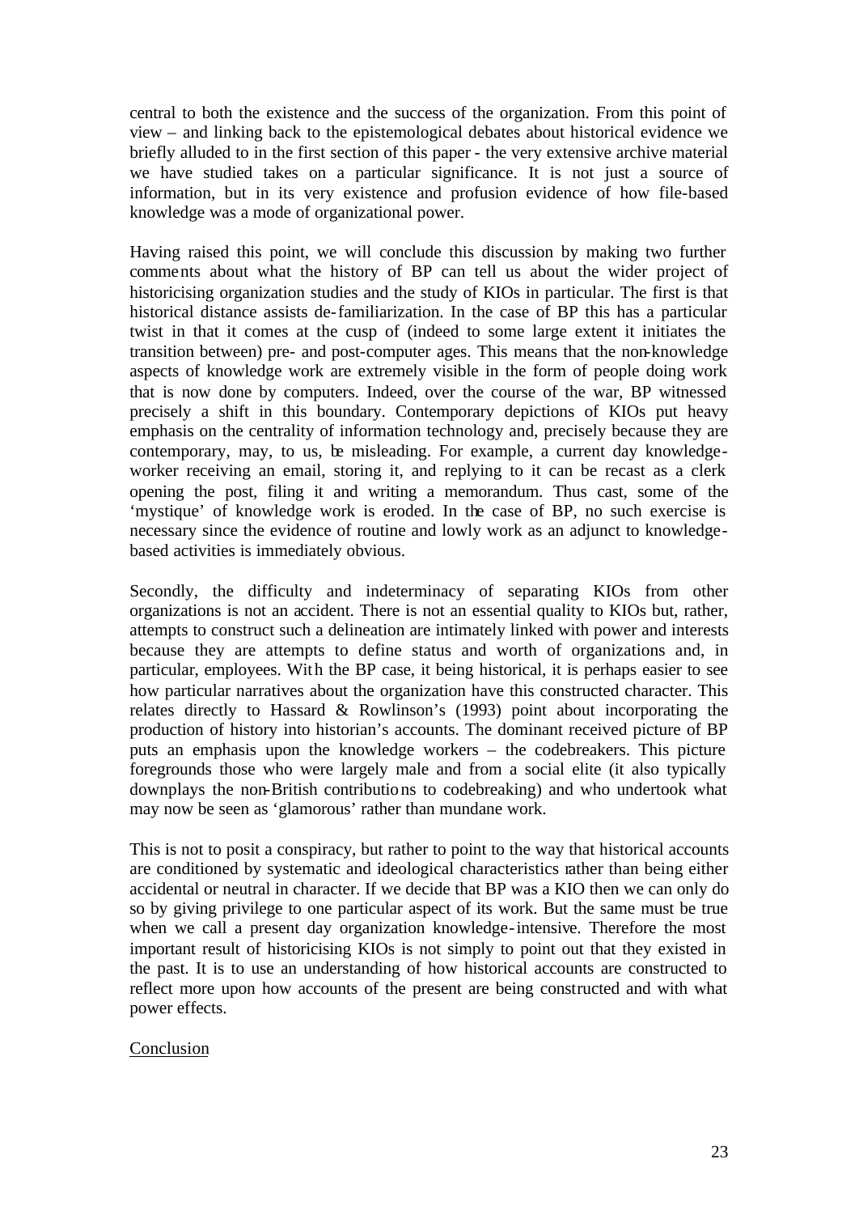central to both the existence and the success of the organization. From this point of view – and linking back to the epistemological debates about historical evidence we briefly alluded to in the first section of this paper - the very extensive archive material we have studied takes on a particular significance. It is not just a source of information, but in its very existence and profusion evidence of how file-based knowledge was a mode of organizational power.

Having raised this point, we will conclude this discussion by making two further comments about what the history of BP can tell us about the wider project of historicising organization studies and the study of KIOs in particular. The first is that historical distance assists de-familiarization. In the case of BP this has a particular twist in that it comes at the cusp of (indeed to some large extent it initiates the transition between) pre- and post-computer ages. This means that the non-knowledge aspects of knowledge work are extremely visible in the form of people doing work that is now done by computers. Indeed, over the course of the war, BP witnessed precisely a shift in this boundary. Contemporary depictions of KIOs put heavy emphasis on the centrality of information technology and, precisely because they are contemporary, may, to us, be misleading. For example, a current day knowledge-worker receiving an email, storing it, and replying to it can be recast as a clerk opening the post, filing it and writing a memorandum. Thus cast, some of the 'mystique' of knowledge work is eroded. In the case of BP, no such exercise is necessary since the evidence of routine and lowly work as an adjunct to knowledge-based activities is immediately obvious.

Secondly, the difficulty and indeterminacy of separating KIOs from other organizations is not an accident. There is not an essential quality to KIOs but, rather, attempts to construct such a delineation are intimately linked with power and interests because they are attempts to define status and worth of organizations and, in particular, employees. With the BP case, it being historical, it is perhaps easier to see how particular narratives about the organization have this constructed character. This relates directly to Hassard & Rowlinson's (1993) point about incorporating the production of history into historian's accounts. The dominant received picture of BP puts an emphasis upon the knowledge workers – the codebreakers. This picture foregrounds those who were largely male and from a social elite (it also typically downplays the non-British contributions to codebreaking) and who undertook what may now be seen as 'glamorous' rather than mundane work.

This is not to posit a conspiracy, but rather to point to the way that historical accounts are conditioned by systematic and ideological characteristics rather than being either accidental or neutral in character. If we decide that BP was a KIO then we can only do so by giving privilege to one particular aspect of its work. But the same must be true when we call a present day organization knowledge-intensive. Therefore the most important result of historicising KIOs is not simply to point out that they existed in the past. It is to use an understanding of how historical accounts are constructed to reflect more upon how accounts of the present are being constructed and with what power effects.

## Conclusion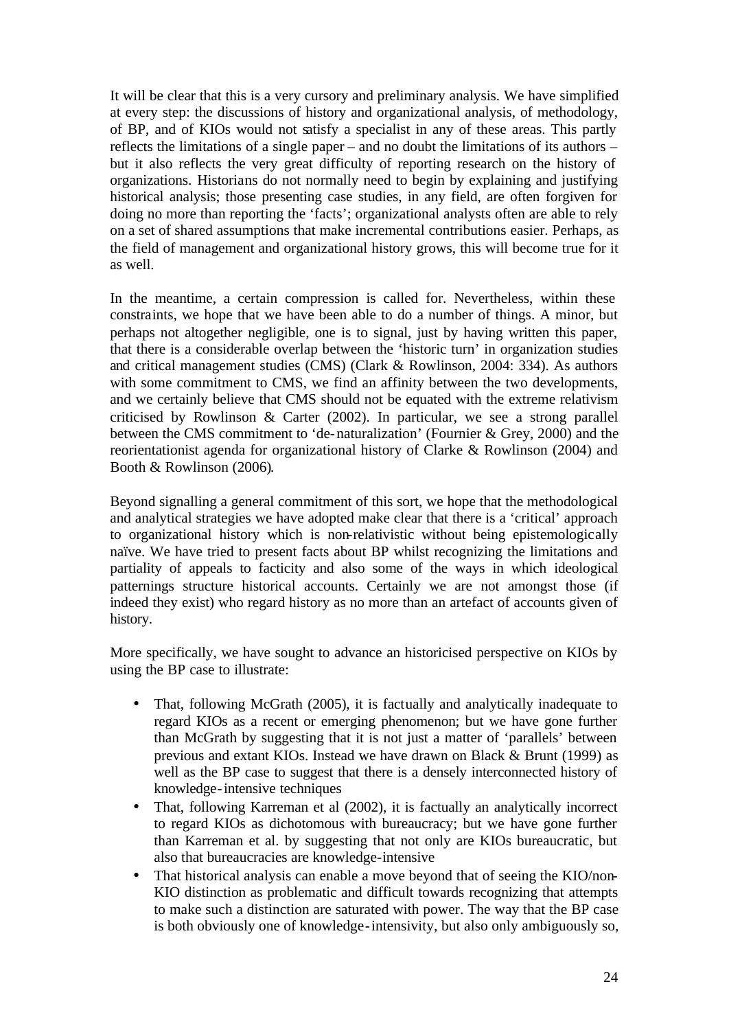It will be clear that this is a very cursory and preliminary analysis. We have simplified at every step: the discussions of history and organizational analysis, of methodology, of BP, and of KIOs would not satisfy a specialist in any of these areas. This partly reflects the limitations of a single paper – and no doubt the limitations of its authors – but it also reflects the very great difficulty of reporting research on the history of organizations. Historians do not normally need to begin by explaining and justifying historical analysis; those presenting case studies, in any field, are often forgiven for doing no more than reporting the 'facts'; organizational analysts often are able to rely on a set of shared assumptions that make incremental contributions easier. Perhaps, as the field of management and organizational history grows, this will become true for it as well.

In the meantime, a certain compression is called for. Nevertheless, within these constraints, we hope that we have been able to do a number of things. A minor, but perhaps not altogether negligible, one is to signal, just by having written this paper, that there is a considerable overlap between the 'historic turn' in organization studies and critical management studies (CMS) (Clark & Rowlinson, 2004: 334). As authors with some commitment to CMS, we find an affinity between the two developments, and we certainly believe that CMS should not be equated with the extreme relativism criticised by Rowlinson & Carter (2002). In particular, we see a strong parallel between the CMS commitment to 'de-naturalization' (Fournier & Grey, 2000) and the reorientationist agenda for organizational history of Clarke & Rowlinson (2004) and Booth & Rowlinson (2006).

Beyond signalling a general commitment of this sort, we hope that the methodological and analytical strategies we have adopted make clear that there is a 'critical' approach to organizational history which is non-relativistic without being epistemologically naïve. We have tried to present facts about BP whilst recognizing the limitations and partiality of appeals to facticity and also some of the ways in which ideological patternings structure historical accounts. Certainly we are not amongst those (if indeed they exist) who regard history as no more than an artefact of accounts given of history.

More specifically, we have sought to advance an historicised perspective on KIOs by using the BP case to illustrate:

- That, following McGrath (2005), it is factually and analytically inadequate to regard KIOs as a recent or emerging phenomenon; but we have gone further than McGrath by suggesting that it is not just a matter of 'parallels' between previous and extant KIOs. Instead we have drawn on Black & Brunt (1999) as well as the BP case to suggest that there is a densely interconnected history of knowledge-intensive techniques
- That, following Karreman et al (2002), it is factually an analytically incorrect to regard KIOs as dichotomous with bureaucracy; but we have gone further than Karreman et al. by suggesting that not only are KIOs bureaucratic, but also that bureaucracies are knowledge-intensive
- That historical analysis can enable a move beyond that of seeing the KIO/non-KIO distinction as problematic and difficult towards recognizing that attempts to make such a distinction are saturated with power. The way that the BP case is both obviously one of knowledge-intensivity, but also only ambiguously so,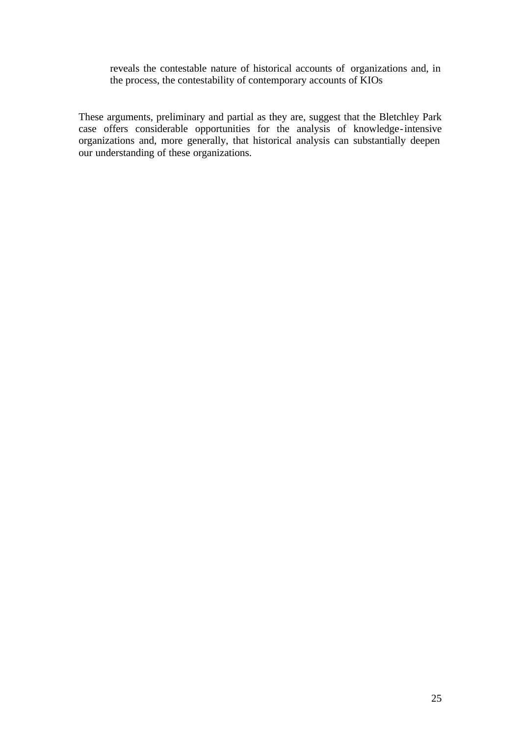reveals the contestable nature of historical accounts of organizations and, in the process, the contestability of contemporary accounts of KIOs

These arguments, preliminary and partial as they are, suggest that the Bletchley Park case offers considerable opportunities for the analysis of knowledge-intensive organizations and, more generally, that historical analysis can substantially deepen our understanding of these organizations.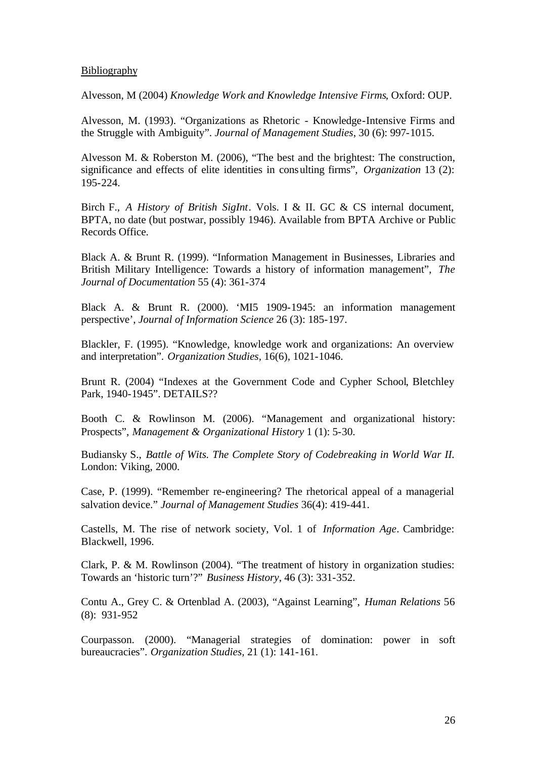Bibliography

Alvesson, M (2004) *Knowledge Work and Knowledge Intensive Firms*, Oxford: OUP.

Alvesson, M. (1993). "Organizations as Rhetoric - Knowledge-Intensive Firms and the Struggle with Ambiguity". *Journal of Management Studies*, 30 (6): 997-1015.

Alvesson M. & Roberston M. (2006), "The best and the brightest: The construction, significance and effects of elite identities in consulting firms", *Organization* 13 (2): 195-224.

Birch F., *A History of British SigInt*. Vols. I & II. GC & CS internal document, BPTA, no date (but postwar, possibly 1946). Available from BPTA Archive or Public Records Office.

Black A. & Brunt R. (1999). "Information Management in Businesses, Libraries and British Military Intelligence: Towards a history of information management", *The Journal of Documentation* 55 (4): 361-374

Black A. & Brunt R. (2000). 'MI5 1909-1945: an information management perspective', *Journal of Information Science* 26 (3): 185-197.

Blackler, F. (1995). "Knowledge, knowledge work and organizations: An overview and interpretation". *Organization Studies*, 16(6), 1021-1046.

Brunt R. (2004) "Indexes at the Government Code and Cypher School, Bletchley Park, 1940-1945". DETAILS??

Booth C. & Rowlinson M. (2006). "Management and organizational history: Prospects", *Management & Organizational History* 1 (1): 5-30.

Budiansky S., *Battle of Wits. The Complete Story of Codebreaking in World War II.* London: Viking, 2000.

Case, P. (1999). "Remember re-engineering? The rhetorical appeal of a managerial salvation device." *Journal of Management Studies* 36(4): 419-441.

Castells, M. The rise of network society, Vol. 1 of *Information Age*. Cambridge: Blackwell, 1996.

Clark, P. & M. Rowlinson (2004). "The treatment of history in organization studies: Towards an 'historic turn'?" *Business History*, 46 (3): 331-352.

Contu A., Grey C. & Ortenblad A. (2003), "Against Learning", *Human Relations* 56 (8): 931-952

Courpasson. (2000). "Managerial strategies of domination: power in soft bureaucracies". *Organization Studies*, 21 (1): 141-161.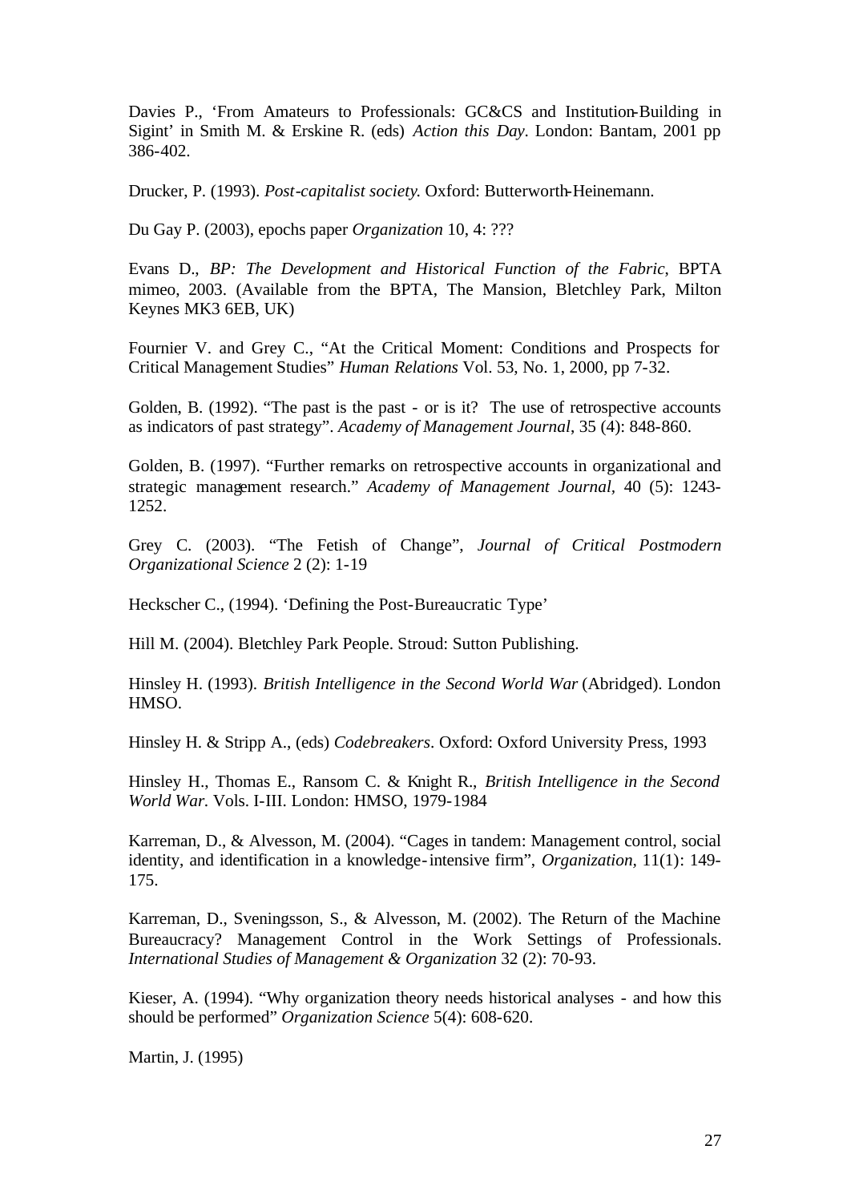Davies P., 'From Amateurs to Professionals: GC&CS and Institution-Building in Sigint' in Smith M. & Erskine R. (eds) *Action this Day*. London: Bantam, 2001 pp 386-402.

Drucker, P. (1993). *Post-capitalist society.* Oxford: Butterworth-Heinemann.

Du Gay P. (2003), epochs paper *Organization* 10, 4: ???

Evans D., *BP: The Development and Historical Function of the Fabric*, BPTA mimeo, 2003. (Available from the BPTA, The Mansion, Bletchley Park, Milton Keynes MK3 6EB, UK)

Fournier V. and Grey C., "At the Critical Moment: Conditions and Prospects for Critical Management Studies" *Human Relations* Vol. 53, No. 1, 2000, pp 7-32.

Golden, B. (1992). "The past is the past - or is it? The use of retrospective accounts as indicators of past strategy". *Academy of Management Journal*, 35 (4): 848-860.

Golden, B. (1997). "Further remarks on retrospective accounts in organizational and strategic management research." *Academy of Management Journal*, 40 (5): 1243-1252.

Grey C. (2003). "The Fetish of Change", *Journal of Critical Postmodern Organizational Science* 2 (2): 1-19

Heckscher C., (1994). 'Defining the Post-Bureaucratic Type'

Hill M. (2004). Bletchley Park People. Stroud: Sutton Publishing.

Hinsley H. (1993). *British Intelligence in the Second World War* (Abridged). London HMSO.

Hinsley H. & Stripp A., (eds) *Codebreakers*. Oxford: Oxford University Press, 1993

Hinsley H., Thomas E., Ransom C. & Knight R., *British Intelligence in the Second World War*. Vols. I-III. London: HMSO, 1979-1984

Karreman, D., & Alvesson, M. (2004). "Cages in tandem: Management control, social identity, and identification in a knowledge-intensive firm", *Organization*, 11(1): 149-175.

Karreman, D., Sveningsson, S., & Alvesson, M. (2002). The Return of the Machine Bureaucracy? Management Control in the Work Settings of Professionals. *International Studies of Management & Organization* 32 (2): 70-93.

Kieser, A. (1994). "Why organization theory needs historical analyses - and how this should be performed" *Organization Science* 5(4): 608-620.

Martin, J. (1995)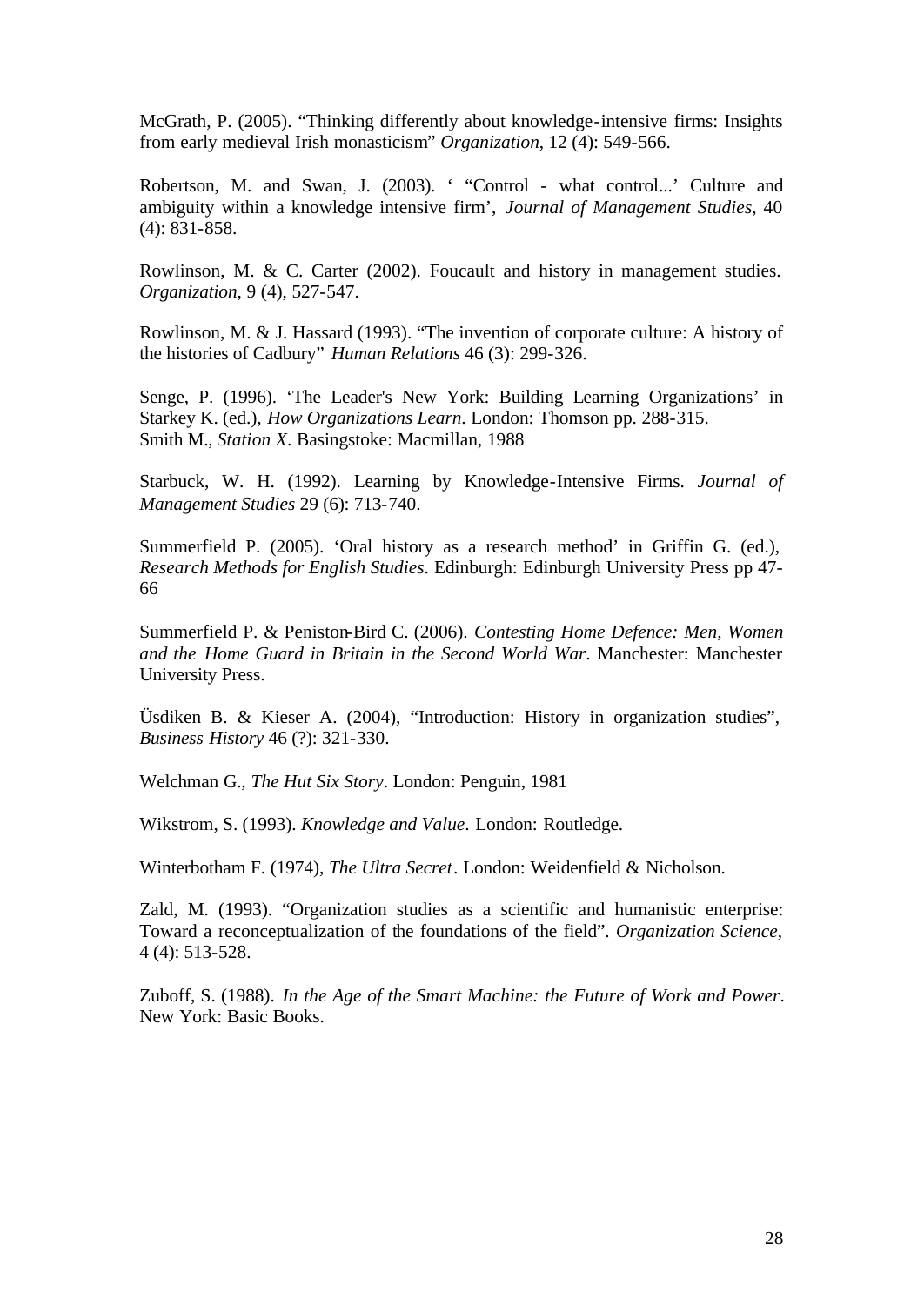McGrath, P. (2005). "Thinking differently about knowledge-intensive firms: Insights from early medieval Irish monasticism" *Organization*, 12 (4): 549-566.

Robertson, M. and Swan, J. (2003). ' "Control - what control...' Culture and ambiguity within a knowledge intensive firm', *Journal of Management Studies*, 40 (4): 831-858.

Rowlinson, M. & C. Carter (2002). Foucault and history in management studies. *Organization*, 9 (4), 527-547.

Rowlinson, M. & J. Hassard (1993). "The invention of corporate culture: A history of the histories of Cadbury" *Human Relations* 46 (3): 299-326.

Senge, P. (1996). 'The Leader's New York: Building Learning Organizations' in Starkey K. (ed.), *How Organizations Learn*. London: Thomson pp. 288-315.
Smith M., *Station X*. Basingstoke: Macmillan, 1988

Starbuck, W. H. (1992). Learning by Knowledge-Intensive Firms. *Journal of Management Studies* 29 (6): 713-740.

Summerfield P. (2005). 'Oral history as a research method' in Griffin G. (ed.), *Research Methods for English Studies*. Edinburgh: Edinburgh University Press pp 47-66

Summerfield P. & Peniston-Bird C. (2006). *Contesting Home Defence: Men, Women and the Home Guard in Britain in the Second World War*. Manchester: Manchester University Press.

Üsdiken B. & Kieser A. (2004), "Introduction: History in organization studies", *Business History* 46 (?): 321-330.

Welchman G., *The Hut Six Story*. London: Penguin, 1981

Wikstrom, S. (1993). *Knowledge and Value*. London: Routledge.

Winterbotham F. (1974), *The Ultra Secret*. London: Weidenfield & Nicholson.

Zald, M. (1993). "Organization studies as a scientific and humanistic enterprise: Toward a reconceptualization of the foundations of the field". *Organization Science*, 4 (4): 513-528.

Zuboff, S. (1988). *In the Age of the Smart Machine: the Future of Work and Power*. New York: Basic Books.